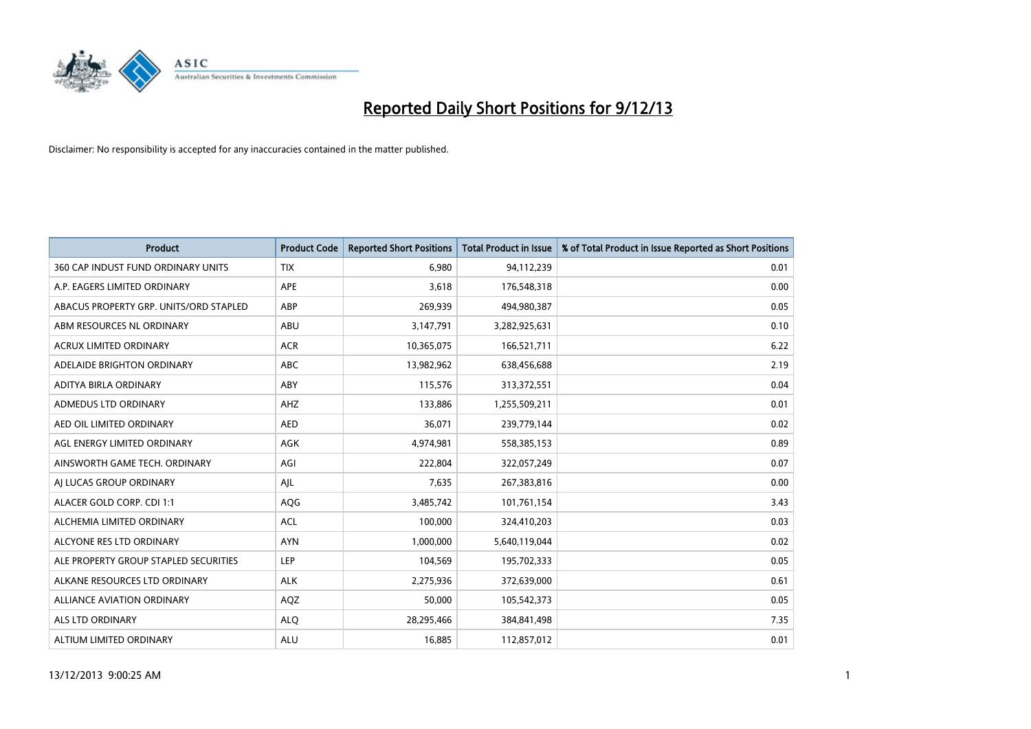# Reported Daily Short Positions for 9/12/13

Disclaimer: No responsibility is accepted for any inaccuracies contained in the matter published.

| Product | Product Code | Reported Short Positions | Total Product in Issue | % of Total Product in Issue Reported as Short Positions |
|---|---|---|---|---|
| 360 CAP INDUST FUND ORDINARY UNITS | TIX | 6,980 | 94,112,239 | 0.01 |
| A.P. EAGERS LIMITED ORDINARY | APE | 3,618 | 176,548,318 | 0.00 |
| ABACUS PROPERTY GRP. UNITS/ORD STAPLED | ABP | 269,939 | 494,980,387 | 0.05 |
| ABM RESOURCES NL ORDINARY | ABU | 3,147,791 | 3,282,925,631 | 0.10 |
| ACRUX LIMITED ORDINARY | ACR | 10,365,075 | 166,521,711 | 6.22 |
| ADELAIDE BRIGHTON ORDINARY | ABC | 13,982,962 | 638,456,688 | 2.19 |
| ADITYA BIRLA ORDINARY | ABY | 115,576 | 313,372,551 | 0.04 |
| ADMEDUS LTD ORDINARY | AHZ | 133,886 | 1,255,509,211 | 0.01 |
| AED OIL LIMITED ORDINARY | AED | 36,071 | 239,779,144 | 0.02 |
| AGL ENERGY LIMITED ORDINARY | AGK | 4,974,981 | 558,385,153 | 0.89 |
| AINSWORTH GAME TECH. ORDINARY | AGI | 222,804 | 322,057,249 | 0.07 |
| AJ LUCAS GROUP ORDINARY | AJL | 7,635 | 267,383,816 | 0.00 |
| ALACER GOLD CORP. CDI 1:1 | AQG | 3,485,742 | 101,761,154 | 3.43 |
| ALCHEMIA LIMITED ORDINARY | ACL | 100,000 | 324,410,203 | 0.03 |
| ALCYONE RES LTD ORDINARY | AYN | 1,000,000 | 5,640,119,044 | 0.02 |
| ALE PROPERTY GROUP STAPLED SECURITIES | LEP | 104,569 | 195,702,333 | 0.05 |
| ALKANE RESOURCES LTD ORDINARY | ALK | 2,275,936 | 372,639,000 | 0.61 |
| ALLIANCE AVIATION ORDINARY | AQZ | 50,000 | 105,542,373 | 0.05 |
| ALS LTD ORDINARY | ALQ | 28,295,466 | 384,841,498 | 7.35 |
| ALTIUM LIMITED ORDINARY | ALU | 16,885 | 112,857,012 | 0.01 |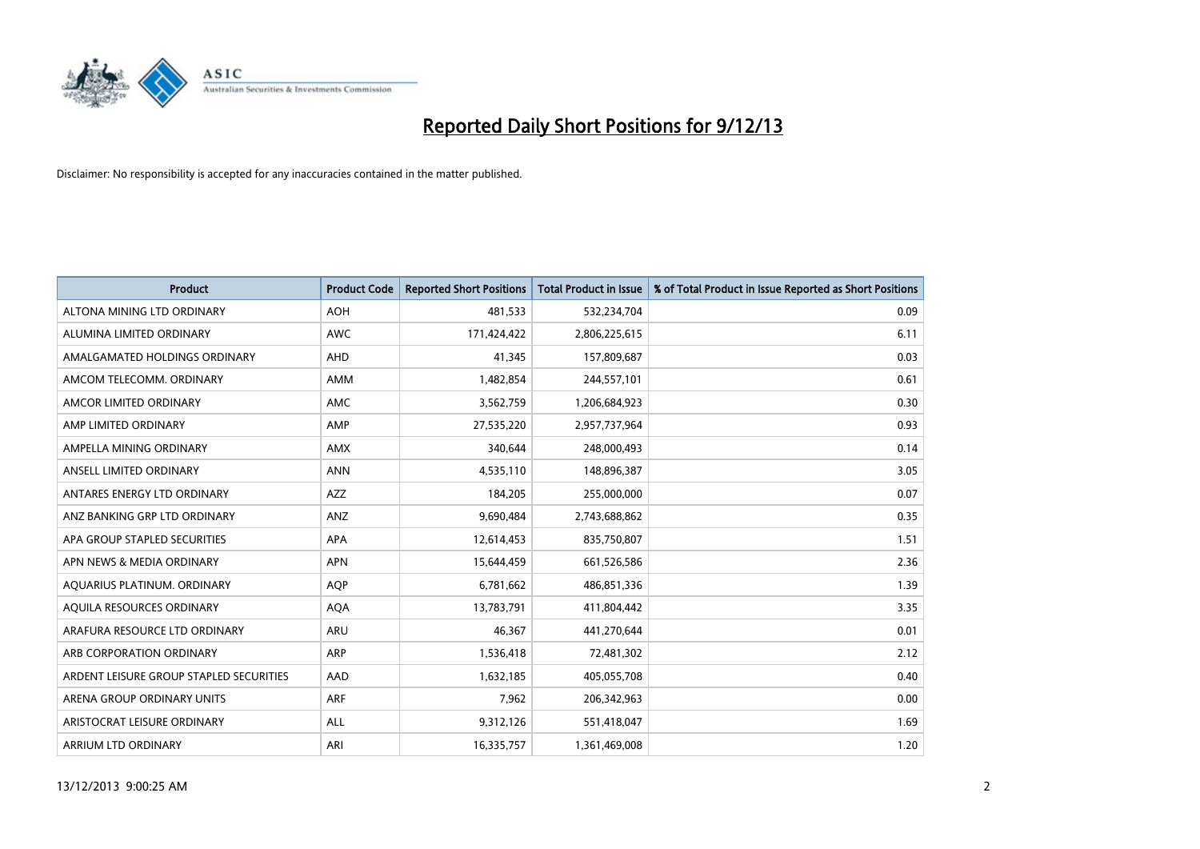# Reported Daily Short Positions for 9/12/13

Disclaimer: No responsibility is accepted for any inaccuracies contained in the matter published.

| Product | Product Code | Reported Short Positions | Total Product in Issue | % of Total Product in Issue Reported as Short Positions |
|---|---|---|---|---|
| ALTONA MINING LTD ORDINARY | AOH | 481,533 | 532,234,704 | 0.09 |
| ALUMINA LIMITED ORDINARY | AWC | 171,424,422 | 2,806,225,615 | 6.11 |
| AMALGAMATED HOLDINGS ORDINARY | AHD | 41,345 | 157,809,687 | 0.03 |
| AMCOM TELECOMM. ORDINARY | AMM | 1,482,854 | 244,557,101 | 0.61 |
| AMCOR LIMITED ORDINARY | AMC | 3,562,759 | 1,206,684,923 | 0.30 |
| AMP LIMITED ORDINARY | AMP | 27,535,220 | 2,957,737,964 | 0.93 |
| AMPELLA MINING ORDINARY | AMX | 340,644 | 248,000,493 | 0.14 |
| ANSELL LIMITED ORDINARY | ANN | 4,535,110 | 148,896,387 | 3.05 |
| ANTARES ENERGY LTD ORDINARY | AZZ | 184,205 | 255,000,000 | 0.07 |
| ANZ BANKING GRP LTD ORDINARY | ANZ | 9,690,484 | 2,743,688,862 | 0.35 |
| APA GROUP STAPLED SECURITIES | APA | 12,614,453 | 835,750,807 | 1.51 |
| APN NEWS & MEDIA ORDINARY | APN | 15,644,459 | 661,526,586 | 2.36 |
| AQUARIUS PLATINUM. ORDINARY | AQP | 6,781,662 | 486,851,336 | 1.39 |
| AQUILA RESOURCES ORDINARY | AQA | 13,783,791 | 411,804,442 | 3.35 |
| ARAFURA RESOURCE LTD ORDINARY | ARU | 46,367 | 441,270,644 | 0.01 |
| ARB CORPORATION ORDINARY | ARP | 1,536,418 | 72,481,302 | 2.12 |
| ARDENT LEISURE GROUP STAPLED SECURITIES | AAD | 1,632,185 | 405,055,708 | 0.40 |
| ARENA GROUP ORDINARY UNITS | ARF | 7,962 | 206,342,963 | 0.00 |
| ARISTOCRAT LEISURE ORDINARY | ALL | 9,312,126 | 551,418,047 | 1.69 |
| ARRIUM LTD ORDINARY | ARI | 16,335,757 | 1,361,469,008 | 1.20 |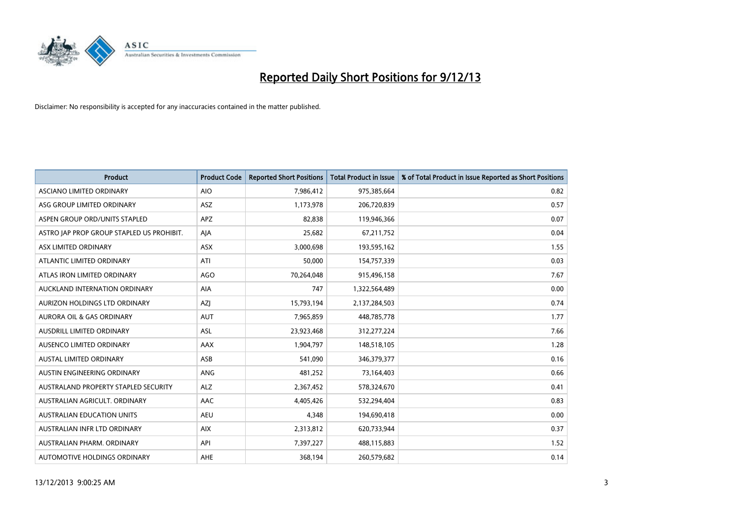# Reported Daily Short Positions for 9/12/13

Disclaimer: No responsibility is accepted for any inaccuracies contained in the matter published.

| Product | Product Code | Reported Short Positions | Total Product in Issue | % of Total Product in Issue Reported as Short Positions |
|---|---|---|---|---|
| ASCIANO LIMITED ORDINARY | AIO | 7,986,412 | 975,385,664 | 0.82 |
| ASG GROUP LIMITED ORDINARY | ASZ | 1,173,978 | 206,720,839 | 0.57 |
| ASPEN GROUP ORD/UNITS STAPLED | APZ | 82,838 | 119,946,366 | 0.07 |
| ASTRO JAP PROP GROUP STAPLED US PROHIBIT. | AJA | 25,682 | 67,211,752 | 0.04 |
| ASX LIMITED ORDINARY | ASX | 3,000,698 | 193,595,162 | 1.55 |
| ATLANTIC LIMITED ORDINARY | ATI | 50,000 | 154,757,339 | 0.03 |
| ATLAS IRON LIMITED ORDINARY | AGO | 70,264,048 | 915,496,158 | 7.67 |
| AUCKLAND INTERNATION ORDINARY | AIA | 747 | 1,322,564,489 | 0.00 |
| AURIZON HOLDINGS LTD ORDINARY | AZJ | 15,793,194 | 2,137,284,503 | 0.74 |
| AURORA OIL & GAS ORDINARY | AUT | 7,965,859 | 448,785,778 | 1.77 |
| AUSDRILL LIMITED ORDINARY | ASL | 23,923,468 | 312,277,224 | 7.66 |
| AUSENCO LIMITED ORDINARY | AAX | 1,904,797 | 148,518,105 | 1.28 |
| AUSTAL LIMITED ORDINARY | ASB | 541,090 | 346,379,377 | 0.16 |
| AUSTIN ENGINEERING ORDINARY | ANG | 481,252 | 73,164,403 | 0.66 |
| AUSTRALAND PROPERTY STAPLED SECURITY | ALZ | 2,367,452 | 578,324,670 | 0.41 |
| AUSTRALIAN AGRICULT. ORDINARY | AAC | 4,405,426 | 532,294,404 | 0.83 |
| AUSTRALIAN EDUCATION UNITS | AEU | 4,348 | 194,690,418 | 0.00 |
| AUSTRALIAN INFR LTD ORDINARY | AIX | 2,313,812 | 620,733,944 | 0.37 |
| AUSTRALIAN PHARM. ORDINARY | API | 7,397,227 | 488,115,883 | 1.52 |
| AUTOMOTIVE HOLDINGS ORDINARY | AHE | 368,194 | 260,579,682 | 0.14 |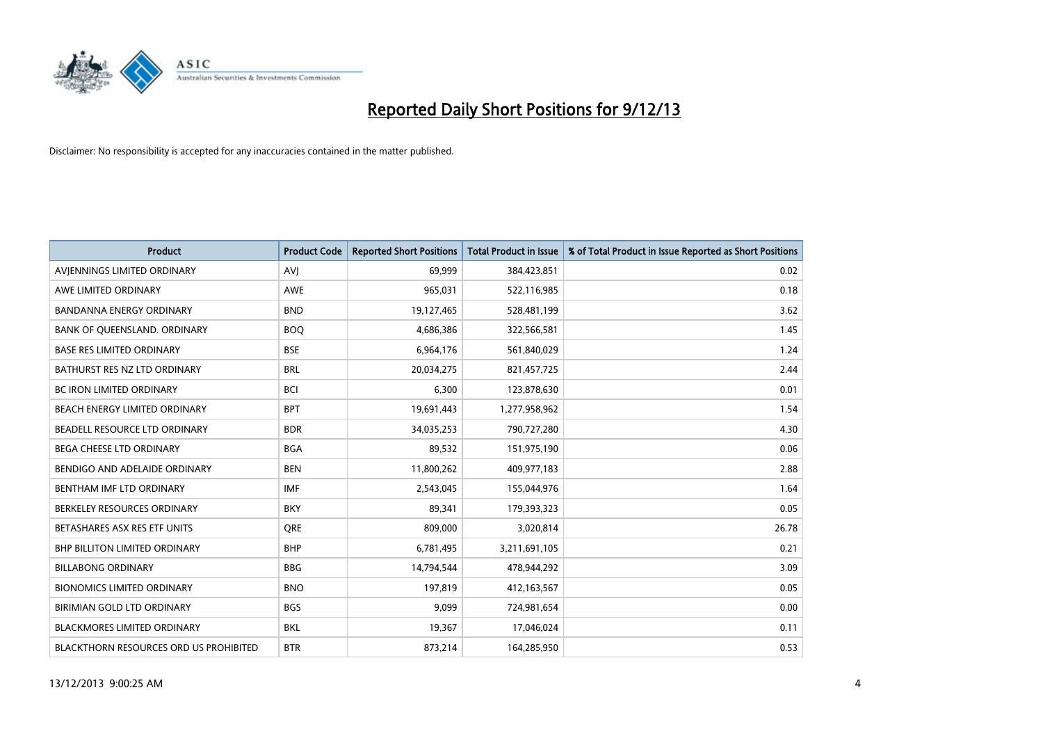# Reported Daily Short Positions for 9/12/13

Disclaimer: No responsibility is accepted for any inaccuracies contained in the matter published.

| Product | Product Code | Reported Short Positions | Total Product in Issue | % of Total Product in Issue Reported as Short Positions |
|---|---|---|---|---|
| AVJENNINGS LIMITED ORDINARY | AVJ | 69,999 | 384,423,851 | 0.02 |
| AWE LIMITED ORDINARY | AWE | 965,031 | 522,116,985 | 0.18 |
| BANDANNA ENERGY ORDINARY | BND | 19,127,465 | 528,481,199 | 3.62 |
| BANK OF QUEENSLAND. ORDINARY | BOQ | 4,686,386 | 322,566,581 | 1.45 |
| BASE RES LIMITED ORDINARY | BSE | 6,964,176 | 561,840,029 | 1.24 |
| BATHURST RES NZ LTD ORDINARY | BRL | 20,034,275 | 821,457,725 | 2.44 |
| BC IRON LIMITED ORDINARY | BCI | 6,300 | 123,878,630 | 0.01 |
| BEACH ENERGY LIMITED ORDINARY | BPT | 19,691,443 | 1,277,958,962 | 1.54 |
| BEADELL RESOURCE LTD ORDINARY | BDR | 34,035,253 | 790,727,280 | 4.30 |
| BEGA CHEESE LTD ORDINARY | BGA | 89,532 | 151,975,190 | 0.06 |
| BENDIGO AND ADELAIDE ORDINARY | BEN | 11,800,262 | 409,977,183 | 2.88 |
| BENTHAM IMF LTD ORDINARY | IMF | 2,543,045 | 155,044,976 | 1.64 |
| BERKELEY RESOURCES ORDINARY | BKY | 89,341 | 179,393,323 | 0.05 |
| BETASHARES ASX RES ETF UNITS | QRE | 809,000 | 3,020,814 | 26.78 |
| BHP BILLITON LIMITED ORDINARY | BHP | 6,781,495 | 3,211,691,105 | 0.21 |
| BILLABONG ORDINARY | BBG | 14,794,544 | 478,944,292 | 3.09 |
| BIONOMICS LIMITED ORDINARY | BNO | 197,819 | 412,163,567 | 0.05 |
| BIRIMIAN GOLD LTD ORDINARY | BGS | 9,099 | 724,981,654 | 0.00 |
| BLACKMORES LIMITED ORDINARY | BKL | 19,367 | 17,046,024 | 0.11 |
| BLACKTHORN RESOURCES ORD US PROHIBITED | BTR | 873,214 | 164,285,950 | 0.53 |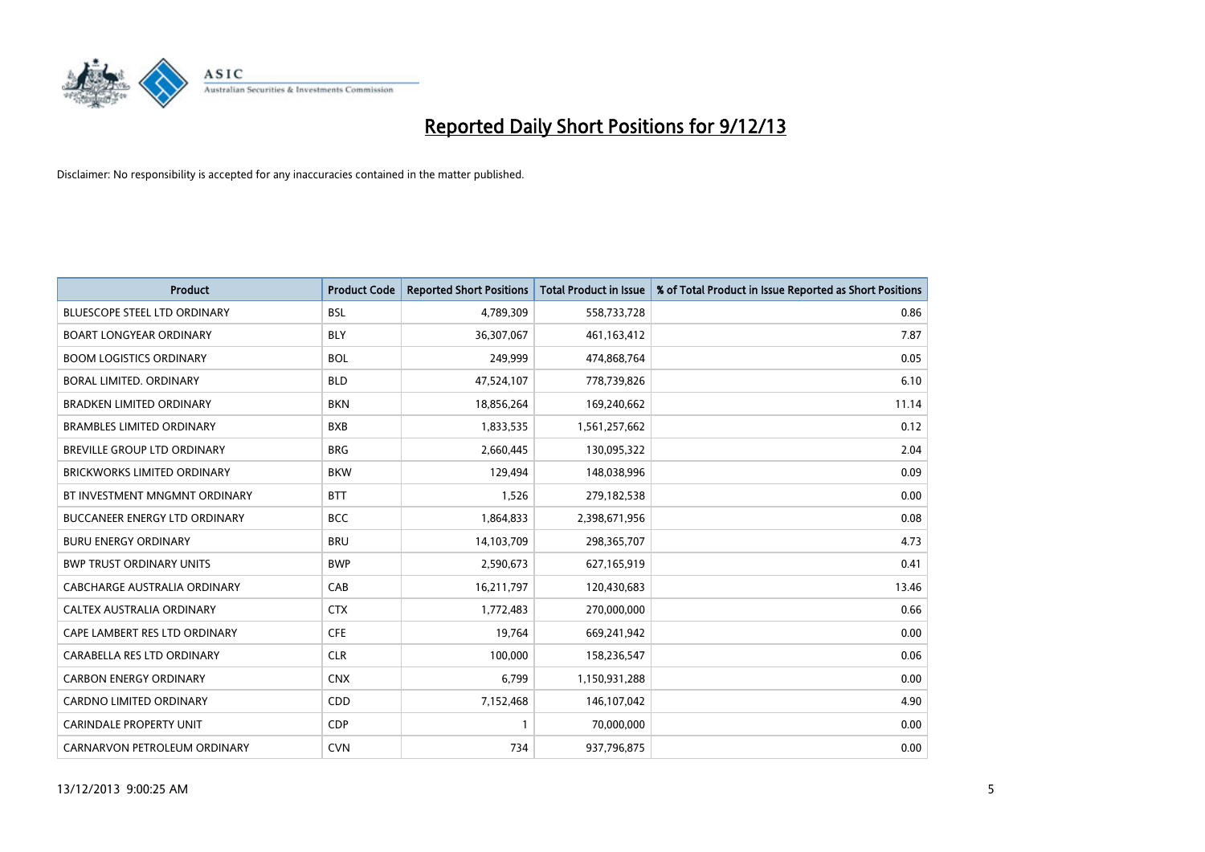# Reported Daily Short Positions for 9/12/13

Disclaimer: No responsibility is accepted for any inaccuracies contained in the matter published.

| Product | Product Code | Reported Short Positions | Total Product in Issue | % of Total Product in Issue Reported as Short Positions |
|---|---|---|---|---|
| BLUESCOPE STEEL LTD ORDINARY | BSL | 4,789,309 | 558,733,728 | 0.86 |
| BOART LONGYEAR ORDINARY | BLY | 36,307,067 | 461,163,412 | 7.87 |
| BOOM LOGISTICS ORDINARY | BOL | 249,999 | 474,868,764 | 0.05 |
| BORAL LIMITED. ORDINARY | BLD | 47,524,107 | 778,739,826 | 6.10 |
| BRADKEN LIMITED ORDINARY | BKN | 18,856,264 | 169,240,662 | 11.14 |
| BRAMBLES LIMITED ORDINARY | BXB | 1,833,535 | 1,561,257,662 | 0.12 |
| BREVILLE GROUP LTD ORDINARY | BRG | 2,660,445 | 130,095,322 | 2.04 |
| BRICKWORKS LIMITED ORDINARY | BKW | 129,494 | 148,038,996 | 0.09 |
| BT INVESTMENT MNGMNT ORDINARY | BTT | 1,526 | 279,182,538 | 0.00 |
| BUCCANEER ENERGY LTD ORDINARY | BCC | 1,864,833 | 2,398,671,956 | 0.08 |
| BURU ENERGY ORDINARY | BRU | 14,103,709 | 298,365,707 | 4.73 |
| BWP TRUST ORDINARY UNITS | BWP | 2,590,673 | 627,165,919 | 0.41 |
| CABCHARGE AUSTRALIA ORDINARY | CAB | 16,211,797 | 120,430,683 | 13.46 |
| CALTEX AUSTRALIA ORDINARY | CTX | 1,772,483 | 270,000,000 | 0.66 |
| CAPE LAMBERT RES LTD ORDINARY | CFE | 19,764 | 669,241,942 | 0.00 |
| CARABELLA RES LTD ORDINARY | CLR | 100,000 | 158,236,547 | 0.06 |
| CARBON ENERGY ORDINARY | CNX | 6,799 | 1,150,931,288 | 0.00 |
| CARDNO LIMITED ORDINARY | CDD | 7,152,468 | 146,107,042 | 4.90 |
| CARINDALE PROPERTY UNIT | CDP | 1 | 70,000,000 | 0.00 |
| CARNARVON PETROLEUM ORDINARY | CVN | 734 | 937,796,875 | 0.00 |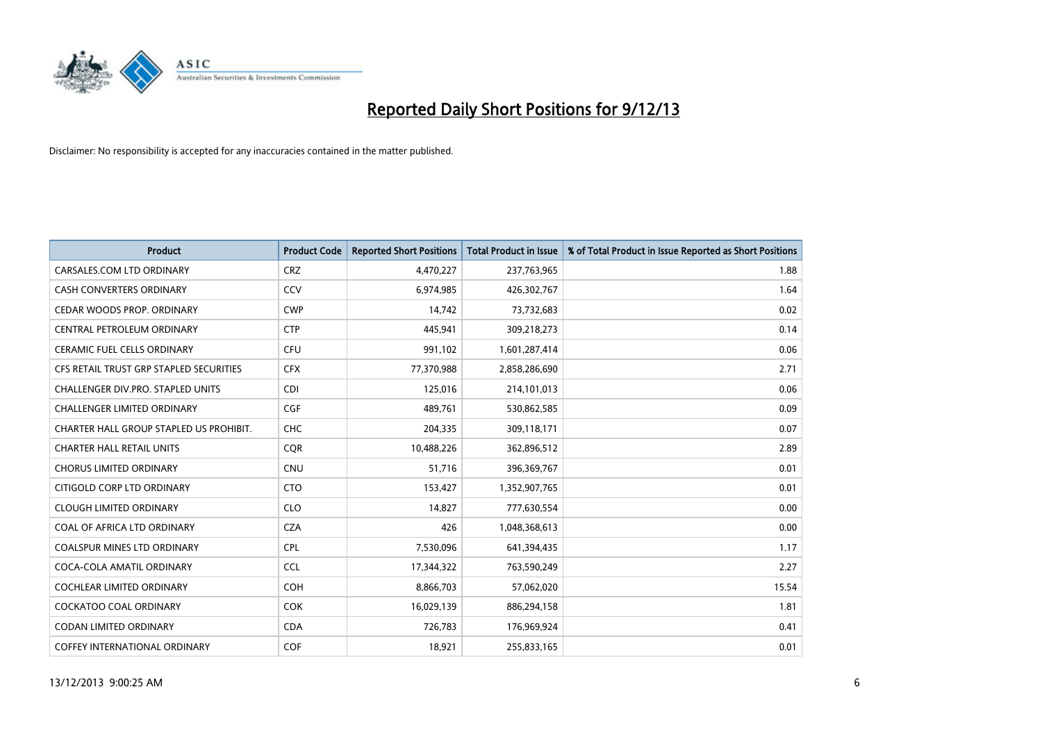# Reported Daily Short Positions for 9/12/13

Disclaimer: No responsibility is accepted for any inaccuracies contained in the matter published.

| Product | Product Code | Reported Short Positions | Total Product in Issue | % of Total Product in Issue Reported as Short Positions |
|---|---|---|---|---|
| CARSALES.COM LTD ORDINARY | CRZ | 4,470,227 | 237,763,965 | 1.88 |
| CASH CONVERTERS ORDINARY | CCV | 6,974,985 | 426,302,767 | 1.64 |
| CEDAR WOODS PROP. ORDINARY | CWP | 14,742 | 73,732,683 | 0.02 |
| CENTRAL PETROLEUM ORDINARY | CTP | 445,941 | 309,218,273 | 0.14 |
| CERAMIC FUEL CELLS ORDINARY | CFU | 991,102 | 1,601,287,414 | 0.06 |
| CFS RETAIL TRUST GRP STAPLED SECURITIES | CFX | 77,370,988 | 2,858,286,690 | 2.71 |
| CHALLENGER DIV.PRO. STAPLED UNITS | CDI | 125,016 | 214,101,013 | 0.06 |
| CHALLENGER LIMITED ORDINARY | CGF | 489,761 | 530,862,585 | 0.09 |
| CHARTER HALL GROUP STAPLED US PROHIBIT. | CHC | 204,335 | 309,118,171 | 0.07 |
| CHARTER HALL RETAIL UNITS | CQR | 10,488,226 | 362,896,512 | 2.89 |
| CHORUS LIMITED ORDINARY | CNU | 51,716 | 396,369,767 | 0.01 |
| CITIGOLD CORP LTD ORDINARY | CTO | 153,427 | 1,352,907,765 | 0.01 |
| CLOUGH LIMITED ORDINARY | CLO | 14,827 | 777,630,554 | 0.00 |
| COAL OF AFRICA LTD ORDINARY | CZA | 426 | 1,048,368,613 | 0.00 |
| COALSPUR MINES LTD ORDINARY | CPL | 7,530,096 | 641,394,435 | 1.17 |
| COCA-COLA AMATIL ORDINARY | CCL | 17,344,322 | 763,590,249 | 2.27 |
| COCHLEAR LIMITED ORDINARY | COH | 8,866,703 | 57,062,020 | 15.54 |
| COCKATOO COAL ORDINARY | COK | 16,029,139 | 886,294,158 | 1.81 |
| CODAN LIMITED ORDINARY | CDA | 726,783 | 176,969,924 | 0.41 |
| COFFEY INTERNATIONAL ORDINARY | COF | 18,921 | 255,833,165 | 0.01 |

13/12/2013 9:00:25 AM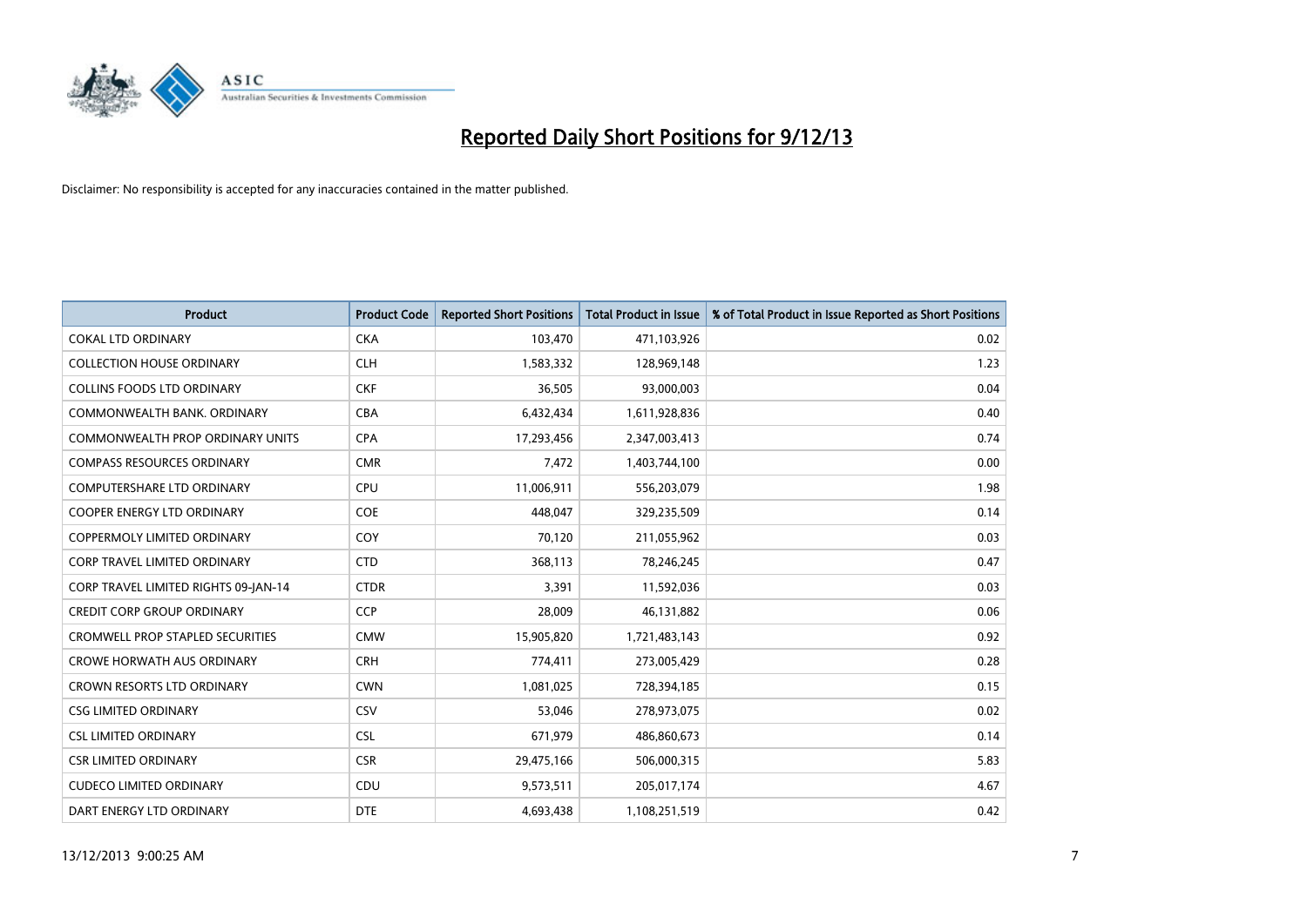# Reported Daily Short Positions for 9/12/13

Disclaimer: No responsibility is accepted for any inaccuracies contained in the matter published.

| Product | Product Code | Reported Short Positions | Total Product in Issue | % of Total Product in Issue Reported as Short Positions |
|---|---|---|---|---|
| COKAL LTD ORDINARY | CKA | 103,470 | 471,103,926 | 0.02 |
| COLLECTION HOUSE ORDINARY | CLH | 1,583,332 | 128,969,148 | 1.23 |
| COLLINS FOODS LTD ORDINARY | CKF | 36,505 | 93,000,003 | 0.04 |
| COMMONWEALTH BANK. ORDINARY | CBA | 6,432,434 | 1,611,928,836 | 0.40 |
| COMMONWEALTH PROP ORDINARY UNITS | CPA | 17,293,456 | 2,347,003,413 | 0.74 |
| COMPASS RESOURCES ORDINARY | CMR | 7,472 | 1,403,744,100 | 0.00 |
| COMPUTERSHARE LTD ORDINARY | CPU | 11,006,911 | 556,203,079 | 1.98 |
| COOPER ENERGY LTD ORDINARY | COE | 448,047 | 329,235,509 | 0.14 |
| COPPERMOLY LIMITED ORDINARY | COY | 70,120 | 211,055,962 | 0.03 |
| CORP TRAVEL LIMITED ORDINARY | CTD | 368,113 | 78,246,245 | 0.47 |
| CORP TRAVEL LIMITED RIGHTS 09-JAN-14 | CTDR | 3,391 | 11,592,036 | 0.03 |
| CREDIT CORP GROUP ORDINARY | CCP | 28,009 | 46,131,882 | 0.06 |
| CROMWELL PROP STAPLED SECURITIES | CMW | 15,905,820 | 1,721,483,143 | 0.92 |
| CROWE HORWATH AUS ORDINARY | CRH | 774,411 | 273,005,429 | 0.28 |
| CROWN RESORTS LTD ORDINARY | CWN | 1,081,025 | 728,394,185 | 0.15 |
| CSG LIMITED ORDINARY | CSV | 53,046 | 278,973,075 | 0.02 |
| CSL LIMITED ORDINARY | CSL | 671,979 | 486,860,673 | 0.14 |
| CSR LIMITED ORDINARY | CSR | 29,475,166 | 506,000,315 | 5.83 |
| CUDECO LIMITED ORDINARY | CDU | 9,573,511 | 205,017,174 | 4.67 |
| DART ENERGY LTD ORDINARY | DTE | 4,693,438 | 1,108,251,519 | 0.42 |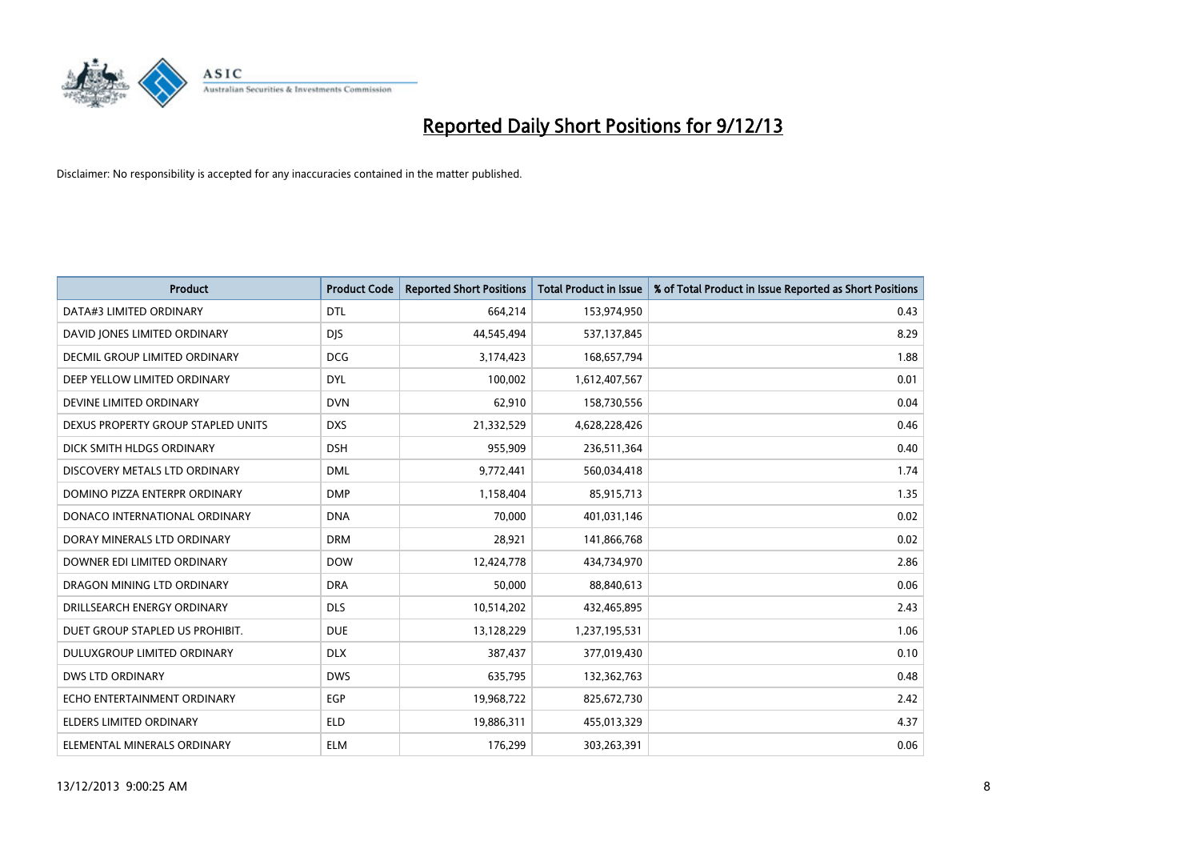# Reported Daily Short Positions for 9/12/13

Disclaimer: No responsibility is accepted for any inaccuracies contained in the matter published.

| Product | Product Code | Reported Short Positions | Total Product in Issue | % of Total Product in Issue Reported as Short Positions |
|---|---|---|---|---|
| DATA#3 LIMITED ORDINARY | DTL | 664,214 | 153,974,950 | 0.43 |
| DAVID JONES LIMITED ORDINARY | DJS | 44,545,494 | 537,137,845 | 8.29 |
| DECMIL GROUP LIMITED ORDINARY | DCG | 3,174,423 | 168,657,794 | 1.88 |
| DEEP YELLOW LIMITED ORDINARY | DYL | 100,002 | 1,612,407,567 | 0.01 |
| DEVINE LIMITED ORDINARY | DVN | 62,910 | 158,730,556 | 0.04 |
| DEXUS PROPERTY GROUP STAPLED UNITS | DXS | 21,332,529 | 4,628,228,426 | 0.46 |
| DICK SMITH HLDGS ORDINARY | DSH | 955,909 | 236,511,364 | 0.40 |
| DISCOVERY METALS LTD ORDINARY | DML | 9,772,441 | 560,034,418 | 1.74 |
| DOMINO PIZZA ENTERPR ORDINARY | DMP | 1,158,404 | 85,915,713 | 1.35 |
| DONACO INTERNATIONAL ORDINARY | DNA | 70,000 | 401,031,146 | 0.02 |
| DORAY MINERALS LTD ORDINARY | DRM | 28,921 | 141,866,768 | 0.02 |
| DOWNER EDI LIMITED ORDINARY | DOW | 12,424,778 | 434,734,970 | 2.86 |
| DRAGON MINING LTD ORDINARY | DRA | 50,000 | 88,840,613 | 0.06 |
| DRILLSEARCH ENERGY ORDINARY | DLS | 10,514,202 | 432,465,895 | 2.43 |
| DUET GROUP STAPLED US PROHIBIT. | DUE | 13,128,229 | 1,237,195,531 | 1.06 |
| DULUXGROUP LIMITED ORDINARY | DLX | 387,437 | 377,019,430 | 0.10 |
| DWS LTD ORDINARY | DWS | 635,795 | 132,362,763 | 0.48 |
| ECHO ENTERTAINMENT ORDINARY | EGP | 19,968,722 | 825,672,730 | 2.42 |
| ELDERS LIMITED ORDINARY | ELD | 19,886,311 | 455,013,329 | 4.37 |
| ELEMENTAL MINERALS ORDINARY | ELM | 176,299 | 303,263,391 | 0.06 |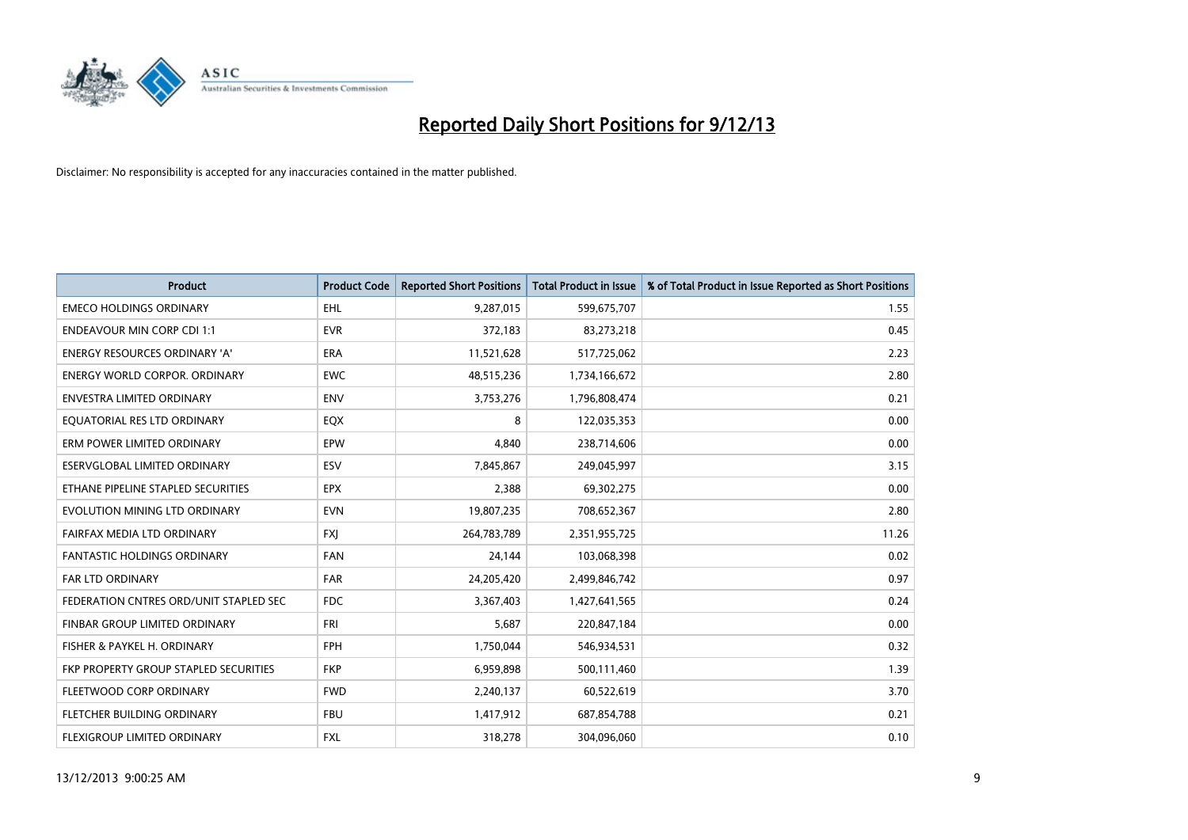# Reported Daily Short Positions for 9/12/13

Disclaimer: No responsibility is accepted for any inaccuracies contained in the matter published.

| Product | Product Code | Reported Short Positions | Total Product in Issue | % of Total Product in Issue Reported as Short Positions |
|---|---|---|---|---|
| EMECO HOLDINGS ORDINARY | EHL | 9,287,015 | 599,675,707 | 1.55 |
| ENDEAVOUR MIN CORP CDI 1:1 | EVR | 372,183 | 83,273,218 | 0.45 |
| ENERGY RESOURCES ORDINARY 'A' | ERA | 11,521,628 | 517,725,062 | 2.23 |
| ENERGY WORLD CORPOR. ORDINARY | EWC | 48,515,236 | 1,734,166,672 | 2.80 |
| ENVESTRA LIMITED ORDINARY | ENV | 3,753,276 | 1,796,808,474 | 0.21 |
| EQUATORIAL RES LTD ORDINARY | EQX | 8 | 122,035,353 | 0.00 |
| ERM POWER LIMITED ORDINARY | EPW | 4,840 | 238,714,606 | 0.00 |
| ESERVGLOBAL LIMITED ORDINARY | ESV | 7,845,867 | 249,045,997 | 3.15 |
| ETHANE PIPELINE STAPLED SECURITIES | EPX | 2,388 | 69,302,275 | 0.00 |
| EVOLUTION MINING LTD ORDINARY | EVN | 19,807,235 | 708,652,367 | 2.80 |
| FAIRFAX MEDIA LTD ORDINARY | FXJ | 264,783,789 | 2,351,955,725 | 11.26 |
| FANTASTIC HOLDINGS ORDINARY | FAN | 24,144 | 103,068,398 | 0.02 |
| FAR LTD ORDINARY | FAR | 24,205,420 | 2,499,846,742 | 0.97 |
| FEDERATION CNTRES ORD/UNIT STAPLED SEC | FDC | 3,367,403 | 1,427,641,565 | 0.24 |
| FINBAR GROUP LIMITED ORDINARY | FRI | 5,687 | 220,847,184 | 0.00 |
| FISHER & PAYKEL H. ORDINARY | FPH | 1,750,044 | 546,934,531 | 0.32 |
| FKP PROPERTY GROUP STAPLED SECURITIES | FKP | 6,959,898 | 500,111,460 | 1.39 |
| FLEETWOOD CORP ORDINARY | FWD | 2,240,137 | 60,522,619 | 3.70 |
| FLETCHER BUILDING ORDINARY | FBU | 1,417,912 | 687,854,788 | 0.21 |
| FLEXIGROUP LIMITED ORDINARY | FXL | 318,278 | 304,096,060 | 0.10 |

13/12/2013 9:00:25 AM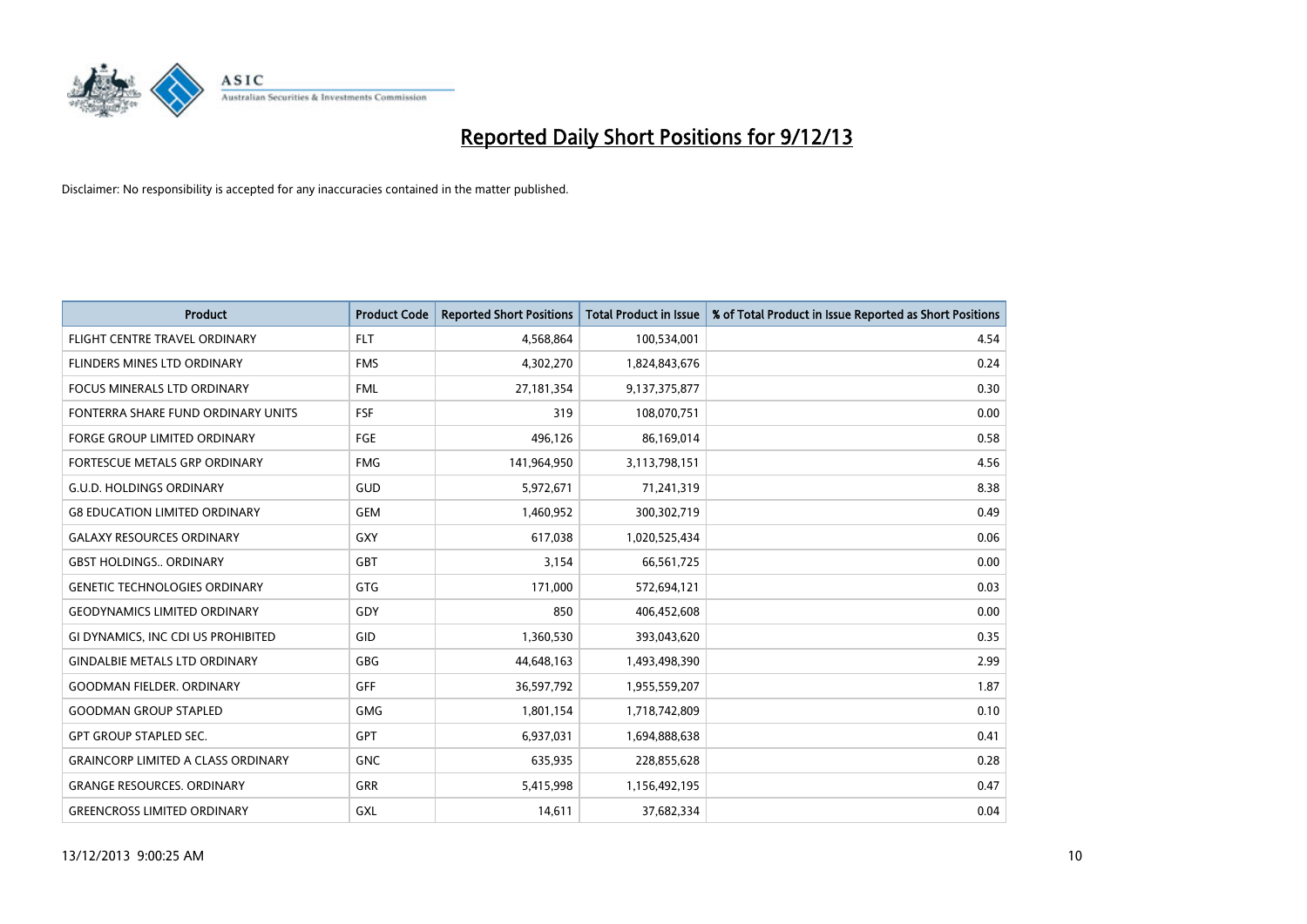# Reported Daily Short Positions for 9/12/13

Disclaimer: No responsibility is accepted for any inaccuracies contained in the matter published.

| Product | Product Code | Reported Short Positions | Total Product in Issue | % of Total Product in Issue Reported as Short Positions |
|---|---|---|---|---|
| FLIGHT CENTRE TRAVEL ORDINARY | FLT | 4,568,864 | 100,534,001 | 4.54 |
| FLINDERS MINES LTD ORDINARY | FMS | 4,302,270 | 1,824,843,676 | 0.24 |
| FOCUS MINERALS LTD ORDINARY | FML | 27,181,354 | 9,137,375,877 | 0.30 |
| FONTERRA SHARE FUND ORDINARY UNITS | FSF | 319 | 108,070,751 | 0.00 |
| FORGE GROUP LIMITED ORDINARY | FGE | 496,126 | 86,169,014 | 0.58 |
| FORTESCUE METALS GRP ORDINARY | FMG | 141,964,950 | 3,113,798,151 | 4.56 |
| G.U.D. HOLDINGS ORDINARY | GUD | 5,972,671 | 71,241,319 | 8.38 |
| G8 EDUCATION LIMITED ORDINARY | GEM | 1,460,952 | 300,302,719 | 0.49 |
| GALAXY RESOURCES ORDINARY | GXY | 617,038 | 1,020,525,434 | 0.06 |
| GBST HOLDINGS.. ORDINARY | GBT | 3,154 | 66,561,725 | 0.00 |
| GENETIC TECHNOLOGIES ORDINARY | GTG | 171,000 | 572,694,121 | 0.03 |
| GEODYNAMICS LIMITED ORDINARY | GDY | 850 | 406,452,608 | 0.00 |
| GI DYNAMICS, INC CDI US PROHIBITED | GID | 1,360,530 | 393,043,620 | 0.35 |
| GINDALBIE METALS LTD ORDINARY | GBG | 44,648,163 | 1,493,498,390 | 2.99 |
| GOODMAN FIELDER. ORDINARY | GFF | 36,597,792 | 1,955,559,207 | 1.87 |
| GOODMAN GROUP STAPLED | GMG | 1,801,154 | 1,718,742,809 | 0.10 |
| GPT GROUP STAPLED SEC. | GPT | 6,937,031 | 1,694,888,638 | 0.41 |
| GRAINCORP LIMITED A CLASS ORDINARY | GNC | 635,935 | 228,855,628 | 0.28 |
| GRANGE RESOURCES. ORDINARY | GRR | 5,415,998 | 1,156,492,195 | 0.47 |
| GREENCROSS LIMITED ORDINARY | GXL | 14,611 | 37,682,334 | 0.04 |

13/12/2013 9:00:25 AM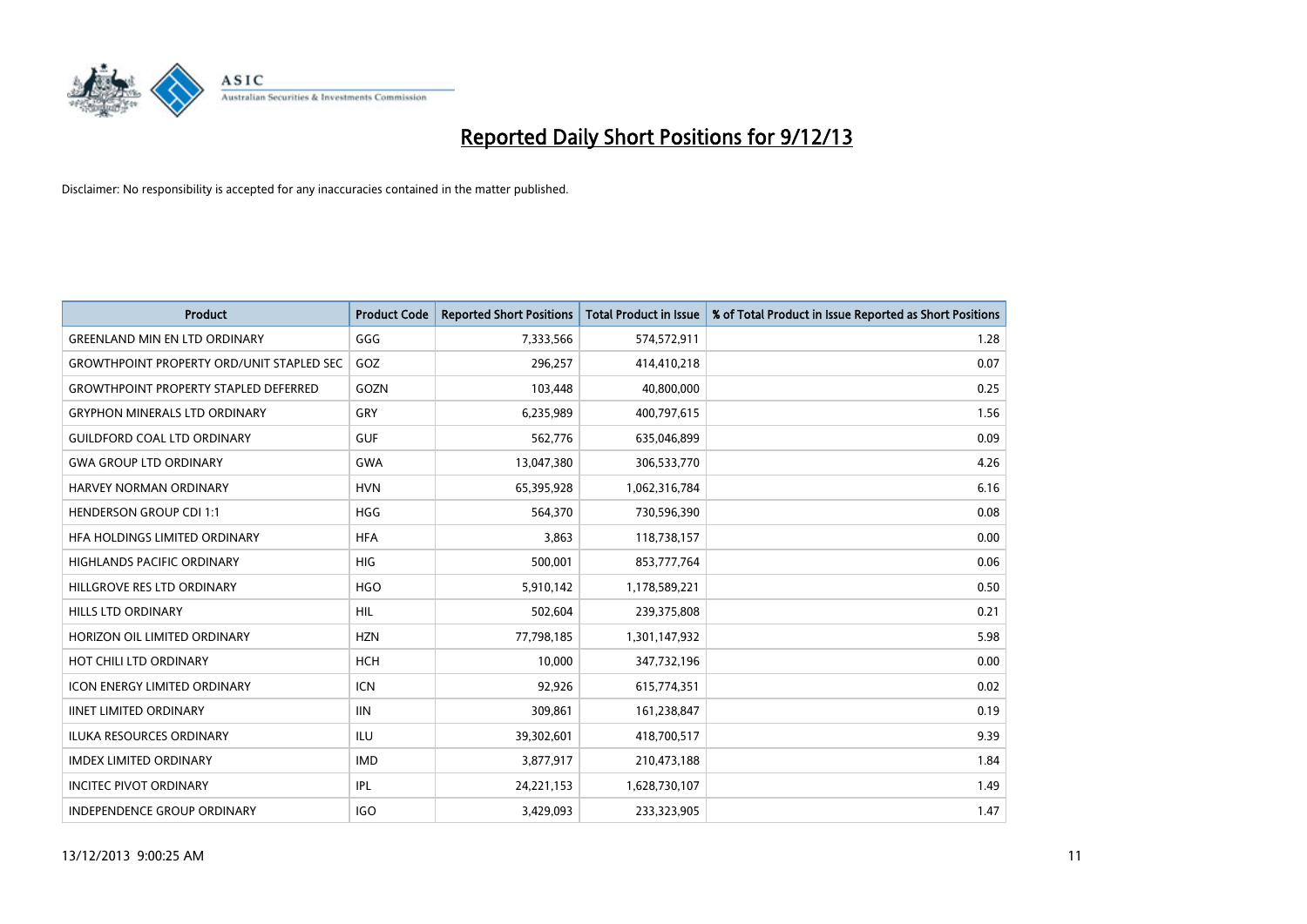# Reported Daily Short Positions for 9/12/13

Disclaimer: No responsibility is accepted for any inaccuracies contained in the matter published.

| Product | Product Code | Reported Short Positions | Total Product in Issue | % of Total Product in Issue Reported as Short Positions |
|---|---|---|---|---|
| GREENLAND MIN EN LTD ORDINARY | GGG | 7,333,566 | 574,572,911 | 1.28 |
| GROWTHPOINT PROPERTY ORD/UNIT STAPLED SEC | GOZ | 296,257 | 414,410,218 | 0.07 |
| GROWTHPOINT PROPERTY STAPLED DEFERRED | GOZN | 103,448 | 40,800,000 | 0.25 |
| GRYPHON MINERALS LTD ORDINARY | GRY | 6,235,989 | 400,797,615 | 1.56 |
| GUILDFORD COAL LTD ORDINARY | GUF | 562,776 | 635,046,899 | 0.09 |
| GWA GROUP LTD ORDINARY | GWA | 13,047,380 | 306,533,770 | 4.26 |
| HARVEY NORMAN ORDINARY | HVN | 65,395,928 | 1,062,316,784 | 6.16 |
| HENDERSON GROUP CDI 1:1 | HGG | 564,370 | 730,596,390 | 0.08 |
| HFA HOLDINGS LIMITED ORDINARY | HFA | 3,863 | 118,738,157 | 0.00 |
| HIGHLANDS PACIFIC ORDINARY | HIG | 500,001 | 853,777,764 | 0.06 |
| HILLGROVE RES LTD ORDINARY | HGO | 5,910,142 | 1,178,589,221 | 0.50 |
| HILLS LTD ORDINARY | HIL | 502,604 | 239,375,808 | 0.21 |
| HORIZON OIL LIMITED ORDINARY | HZN | 77,798,185 | 1,301,147,932 | 5.98 |
| HOT CHILI LTD ORDINARY | HCH | 10,000 | 347,732,196 | 0.00 |
| ICON ENERGY LIMITED ORDINARY | ICN | 92,926 | 615,774,351 | 0.02 |
| IINET LIMITED ORDINARY | IIN | 309,861 | 161,238,847 | 0.19 |
| ILUKA RESOURCES ORDINARY | ILU | 39,302,601 | 418,700,517 | 9.39 |
| IMDEX LIMITED ORDINARY | IMD | 3,877,917 | 210,473,188 | 1.84 |
| INCITEC PIVOT ORDINARY | IPL | 24,221,153 | 1,628,730,107 | 1.49 |
| INDEPENDENCE GROUP ORDINARY | IGO | 3,429,093 | 233,323,905 | 1.47 |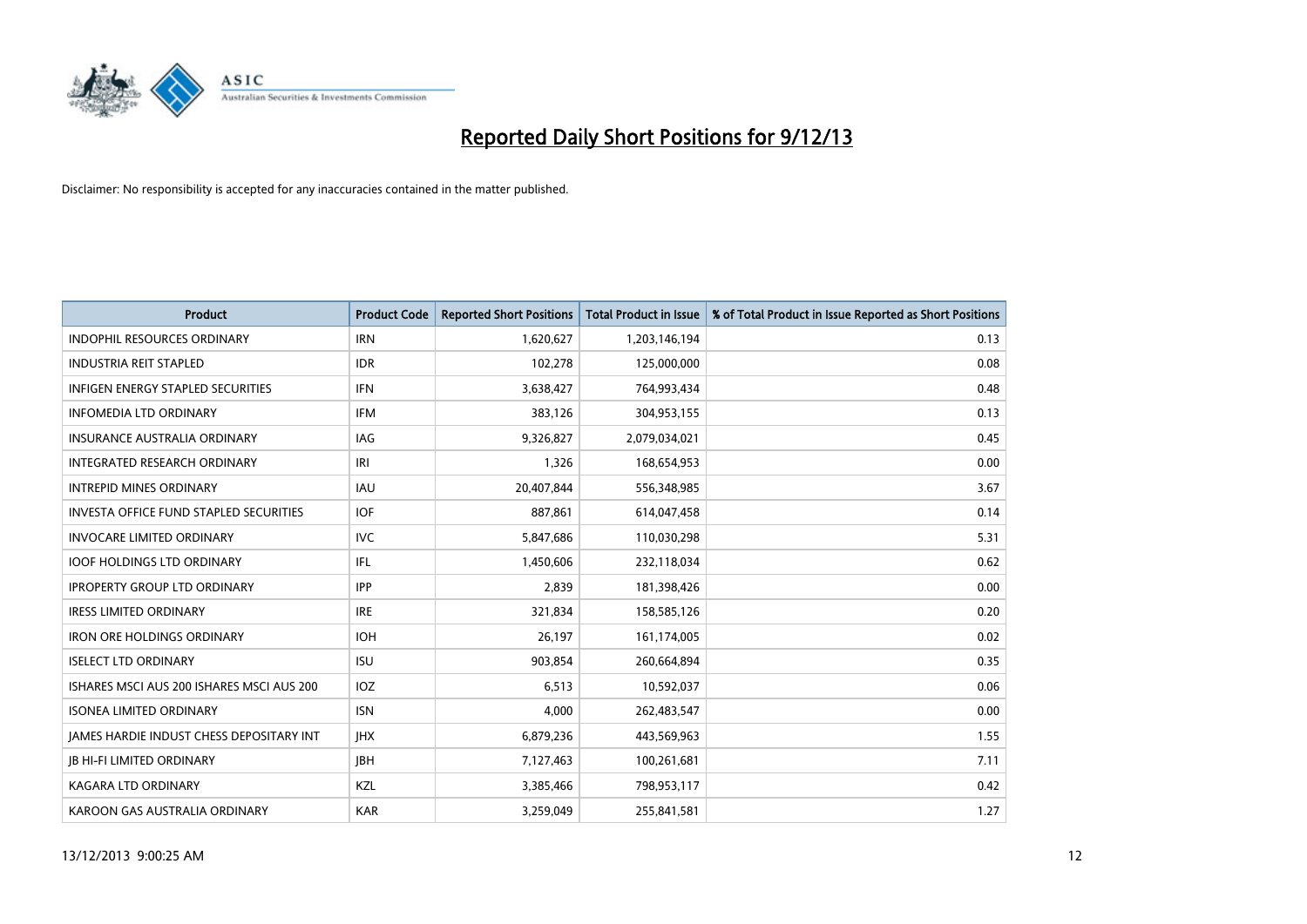# Reported Daily Short Positions for 9/12/13

Disclaimer: No responsibility is accepted for any inaccuracies contained in the matter published.

| Product | Product Code | Reported Short Positions | Total Product in Issue | % of Total Product in Issue Reported as Short Positions |
|---|---|---|---|---|
| INDOPHIL RESOURCES ORDINARY | IRN | 1,620,627 | 1,203,146,194 | 0.13 |
| INDUSTRIA REIT STAPLED | IDR | 102,278 | 125,000,000 | 0.08 |
| INFIGEN ENERGY STAPLED SECURITIES | IFN | 3,638,427 | 764,993,434 | 0.48 |
| INFOMEDIA LTD ORDINARY | IFM | 383,126 | 304,953,155 | 0.13 |
| INSURANCE AUSTRALIA ORDINARY | IAG | 9,326,827 | 2,079,034,021 | 0.45 |
| INTEGRATED RESEARCH ORDINARY | IRI | 1,326 | 168,654,953 | 0.00 |
| INTREPID MINES ORDINARY | IAU | 20,407,844 | 556,348,985 | 3.67 |
| INVESTA OFFICE FUND STAPLED SECURITIES | IOF | 887,861 | 614,047,458 | 0.14 |
| INVOCARE LIMITED ORDINARY | IVC | 5,847,686 | 110,030,298 | 5.31 |
| IOOF HOLDINGS LTD ORDINARY | IFL | 1,450,606 | 232,118,034 | 0.62 |
| IPROPERTY GROUP LTD ORDINARY | IPP | 2,839 | 181,398,426 | 0.00 |
| IRESS LIMITED ORDINARY | IRE | 321,834 | 158,585,126 | 0.20 |
| IRON ORE HOLDINGS ORDINARY | IOH | 26,197 | 161,174,005 | 0.02 |
| ISELECT LTD ORDINARY | ISU | 903,854 | 260,664,894 | 0.35 |
| ISHARES MSCI AUS 200 ISHARES MSCI AUS 200 | IOZ | 6,513 | 10,592,037 | 0.06 |
| ISONEA LIMITED ORDINARY | ISN | 4,000 | 262,483,547 | 0.00 |
| JAMES HARDIE INDUST CHESS DEPOSITARY INT | JHX | 6,879,236 | 443,569,963 | 1.55 |
| JB HI-FI LIMITED ORDINARY | JBH | 7,127,463 | 100,261,681 | 7.11 |
| KAGARA LTD ORDINARY | KZL | 3,385,466 | 798,953,117 | 0.42 |
| KAROON GAS AUSTRALIA ORDINARY | KAR | 3,259,049 | 255,841,581 | 1.27 |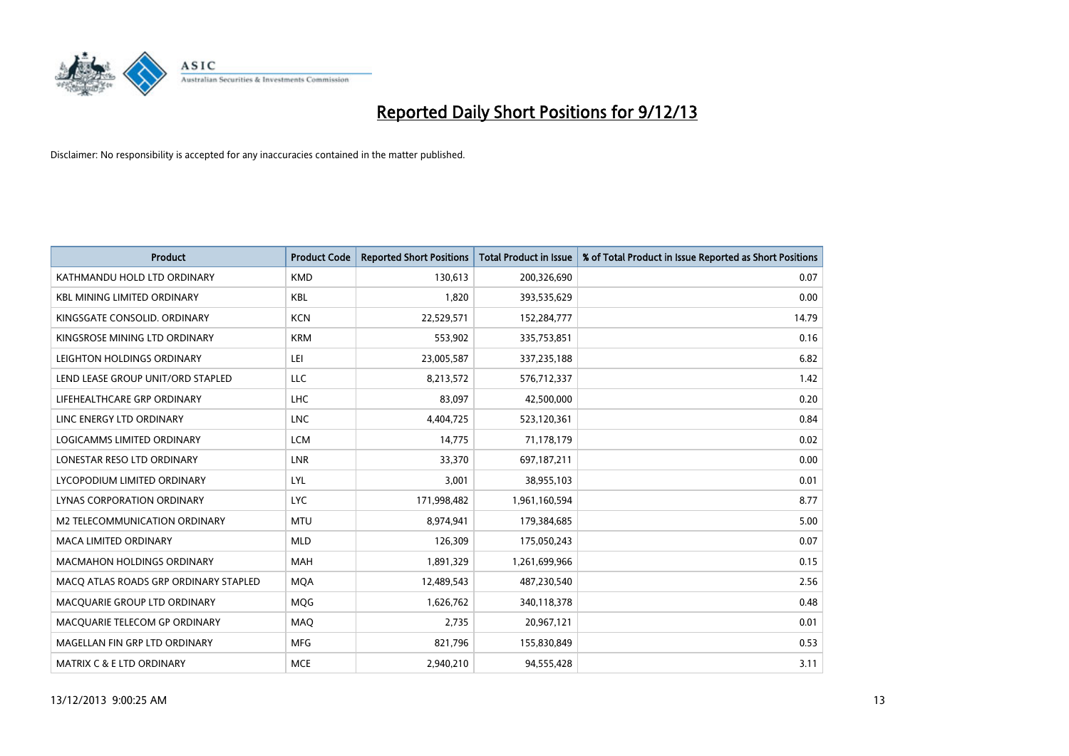# Reported Daily Short Positions for 9/12/13

Disclaimer: No responsibility is accepted for any inaccuracies contained in the matter published.

| Product | Product Code | Reported Short Positions | Total Product in Issue | % of Total Product in Issue Reported as Short Positions |
|---|---|---|---|---|
| KATHMANDU HOLD LTD ORDINARY | KMD | 130,613 | 200,326,690 | 0.07 |
| KBL MINING LIMITED ORDINARY | KBL | 1,820 | 393,535,629 | 0.00 |
| KINGSGATE CONSOLID. ORDINARY | KCN | 22,529,571 | 152,284,777 | 14.79 |
| KINGSROSE MINING LTD ORDINARY | KRM | 553,902 | 335,753,851 | 0.16 |
| LEIGHTON HOLDINGS ORDINARY | LEI | 23,005,587 | 337,235,188 | 6.82 |
| LEND LEASE GROUP UNIT/ORD STAPLED | LLC | 8,213,572 | 576,712,337 | 1.42 |
| LIFEHEALTHCARE GRP ORDINARY | LHC | 83,097 | 42,500,000 | 0.20 |
| LINC ENERGY LTD ORDINARY | LNC | 4,404,725 | 523,120,361 | 0.84 |
| LOGICAMMS LIMITED ORDINARY | LCM | 14,775 | 71,178,179 | 0.02 |
| LONESTAR RESO LTD ORDINARY | LNR | 33,370 | 697,187,211 | 0.00 |
| LYCOPODIUM LIMITED ORDINARY | LYL | 3,001 | 38,955,103 | 0.01 |
| LYNAS CORPORATION ORDINARY | LYC | 171,998,482 | 1,961,160,594 | 8.77 |
| M2 TELECOMMUNICATION ORDINARY | MTU | 8,974,941 | 179,384,685 | 5.00 |
| MACA LIMITED ORDINARY | MLD | 126,309 | 175,050,243 | 0.07 |
| MACMAHON HOLDINGS ORDINARY | MAH | 1,891,329 | 1,261,699,966 | 0.15 |
| MACQ ATLAS ROADS GRP ORDINARY STAPLED | MQA | 12,489,543 | 487,230,540 | 2.56 |
| MACQUARIE GROUP LTD ORDINARY | MQG | 1,626,762 | 340,118,378 | 0.48 |
| MACQUARIE TELECOM GP ORDINARY | MAQ | 2,735 | 20,967,121 | 0.01 |
| MAGELLAN FIN GRP LTD ORDINARY | MFG | 821,796 | 155,830,849 | 0.53 |
| MATRIX C & E LTD ORDINARY | MCE | 2,940,210 | 94,555,428 | 3.11 |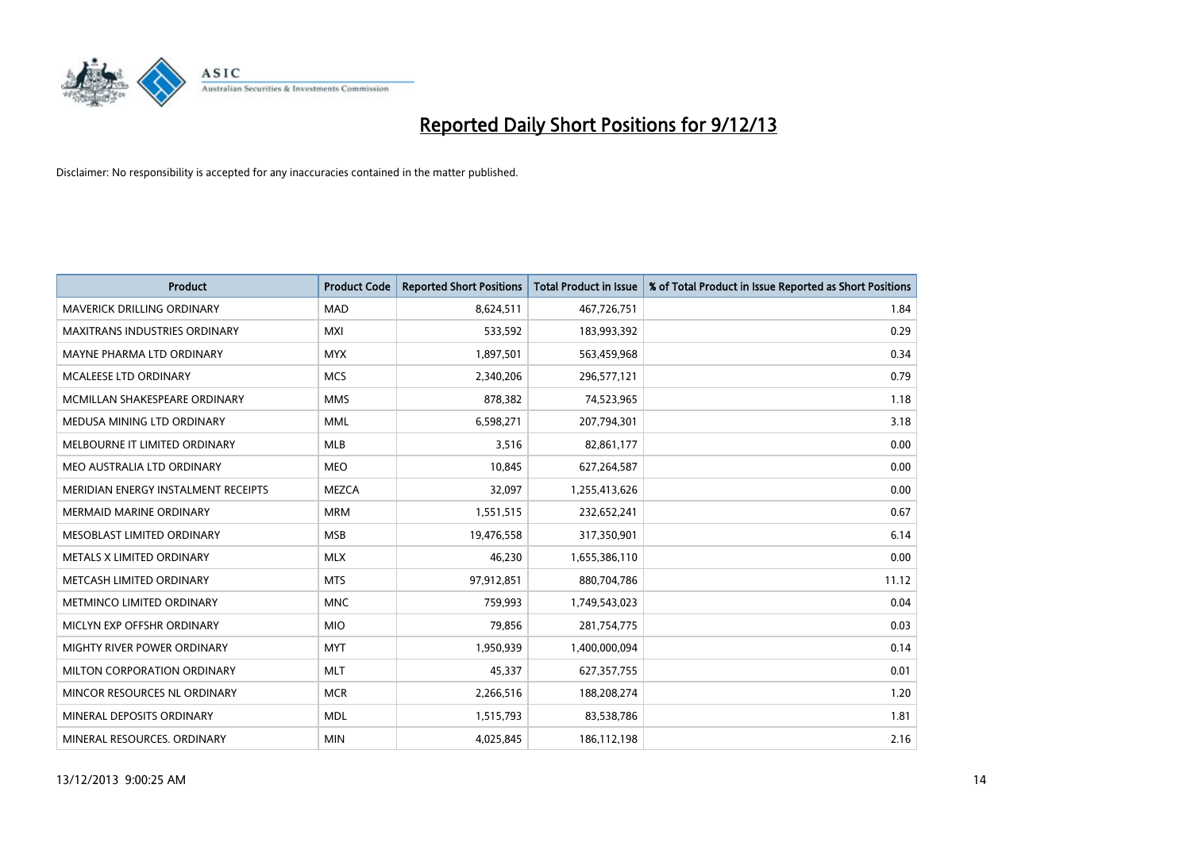# Reported Daily Short Positions for 9/12/13

Disclaimer: No responsibility is accepted for any inaccuracies contained in the matter published.

| Product | Product Code | Reported Short Positions | Total Product in Issue | % of Total Product in Issue Reported as Short Positions |
|---|---|---|---|---|
| MAVERICK DRILLING ORDINARY | MAD | 8,624,511 | 467,726,751 | 1.84 |
| MAXITRANS INDUSTRIES ORDINARY | MXI | 533,592 | 183,993,392 | 0.29 |
| MAYNE PHARMA LTD ORDINARY | MYX | 1,897,501 | 563,459,968 | 0.34 |
| MCALEESE LTD ORDINARY | MCS | 2,340,206 | 296,577,121 | 0.79 |
| MCMILLAN SHAKESPEARE ORDINARY | MMS | 878,382 | 74,523,965 | 1.18 |
| MEDUSA MINING LTD ORDINARY | MML | 6,598,271 | 207,794,301 | 3.18 |
| MELBOURNE IT LIMITED ORDINARY | MLB | 3,516 | 82,861,177 | 0.00 |
| MEO AUSTRALIA LTD ORDINARY | MEO | 10,845 | 627,264,587 | 0.00 |
| MERIDIAN ENERGY INSTALMENT RECEIPTS | MEZCA | 32,097 | 1,255,413,626 | 0.00 |
| MERMAID MARINE ORDINARY | MRM | 1,551,515 | 232,652,241 | 0.67 |
| MESOBLAST LIMITED ORDINARY | MSB | 19,476,558 | 317,350,901 | 6.14 |
| METALS X LIMITED ORDINARY | MLX | 46,230 | 1,655,386,110 | 0.00 |
| METCASH LIMITED ORDINARY | MTS | 97,912,851 | 880,704,786 | 11.12 |
| METMINCO LIMITED ORDINARY | MNC | 759,993 | 1,749,543,023 | 0.04 |
| MICLYN EXP OFFSHR ORDINARY | MIO | 79,856 | 281,754,775 | 0.03 |
| MIGHTY RIVER POWER ORDINARY | MYT | 1,950,939 | 1,400,000,094 | 0.14 |
| MILTON CORPORATION ORDINARY | MLT | 45,337 | 627,357,755 | 0.01 |
| MINCOR RESOURCES NL ORDINARY | MCR | 2,266,516 | 188,208,274 | 1.20 |
| MINERAL DEPOSITS ORDINARY | MDL | 1,515,793 | 83,538,786 | 1.81 |
| MINERAL RESOURCES. ORDINARY | MIN | 4,025,845 | 186,112,198 | 2.16 |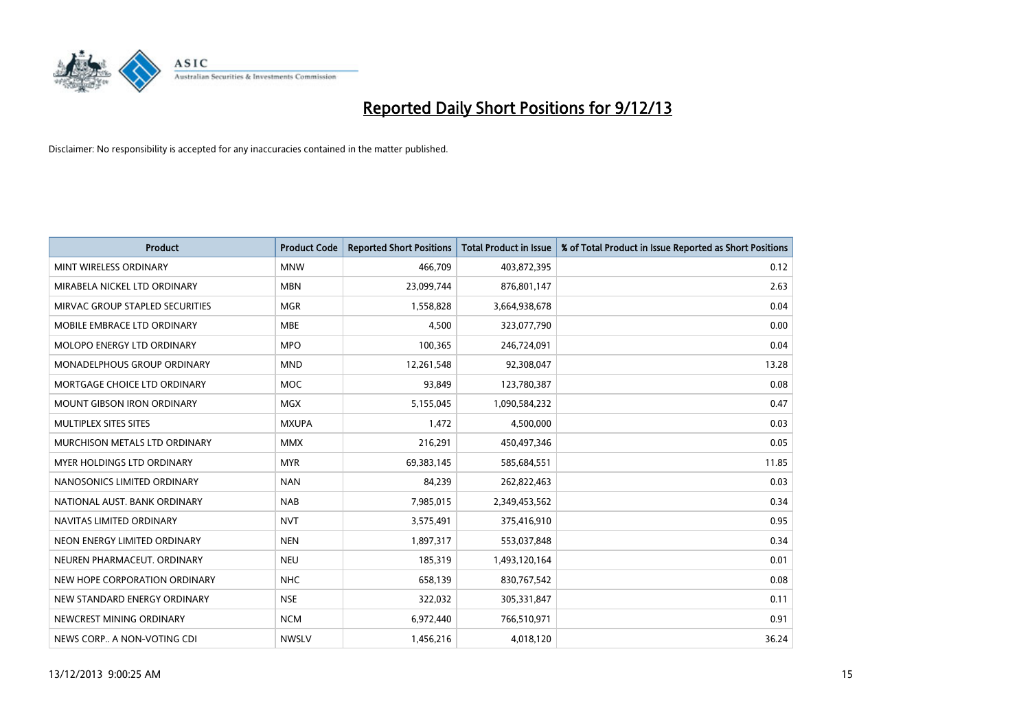# Reported Daily Short Positions for 9/12/13

Disclaimer: No responsibility is accepted for any inaccuracies contained in the matter published.

| Product | Product Code | Reported Short Positions | Total Product in Issue | % of Total Product in Issue Reported as Short Positions |
|---|---|---|---|---|
| MINT WIRELESS ORDINARY | MNW | 466,709 | 403,872,395 | 0.12 |
| MIRABELA NICKEL LTD ORDINARY | MBN | 23,099,744 | 876,801,147 | 2.63 |
| MIRVAC GROUP STAPLED SECURITIES | MGR | 1,558,828 | 3,664,938,678 | 0.04 |
| MOBILE EMBRACE LTD ORDINARY | MBE | 4,500 | 323,077,790 | 0.00 |
| MOLOPO ENERGY LTD ORDINARY | MPO | 100,365 | 246,724,091 | 0.04 |
| MONADELPHOUS GROUP ORDINARY | MND | 12,261,548 | 92,308,047 | 13.28 |
| MORTGAGE CHOICE LTD ORDINARY | MOC | 93,849 | 123,780,387 | 0.08 |
| MOUNT GIBSON IRON ORDINARY | MGX | 5,155,045 | 1,090,584,232 | 0.47 |
| MULTIPLEX SITES SITES | MXUPA | 1,472 | 4,500,000 | 0.03 |
| MURCHISON METALS LTD ORDINARY | MMX | 216,291 | 450,497,346 | 0.05 |
| MYER HOLDINGS LTD ORDINARY | MYR | 69,383,145 | 585,684,551 | 11.85 |
| NANOSONICS LIMITED ORDINARY | NAN | 84,239 | 262,822,463 | 0.03 |
| NATIONAL AUST. BANK ORDINARY | NAB | 7,985,015 | 2,349,453,562 | 0.34 |
| NAVITAS LIMITED ORDINARY | NVT | 3,575,491 | 375,416,910 | 0.95 |
| NEON ENERGY LIMITED ORDINARY | NEN | 1,897,317 | 553,037,848 | 0.34 |
| NEUREN PHARMACEUT. ORDINARY | NEU | 185,319 | 1,493,120,164 | 0.01 |
| NEW HOPE CORPORATION ORDINARY | NHC | 658,139 | 830,767,542 | 0.08 |
| NEW STANDARD ENERGY ORDINARY | NSE | 322,032 | 305,331,847 | 0.11 |
| NEWCREST MINING ORDINARY | NCM | 6,972,440 | 766,510,971 | 0.91 |
| NEWS CORP.. A NON-VOTING CDI | NWSLV | 1,456,216 | 4,018,120 | 36.24 |

13/12/2013 9:00:25 AM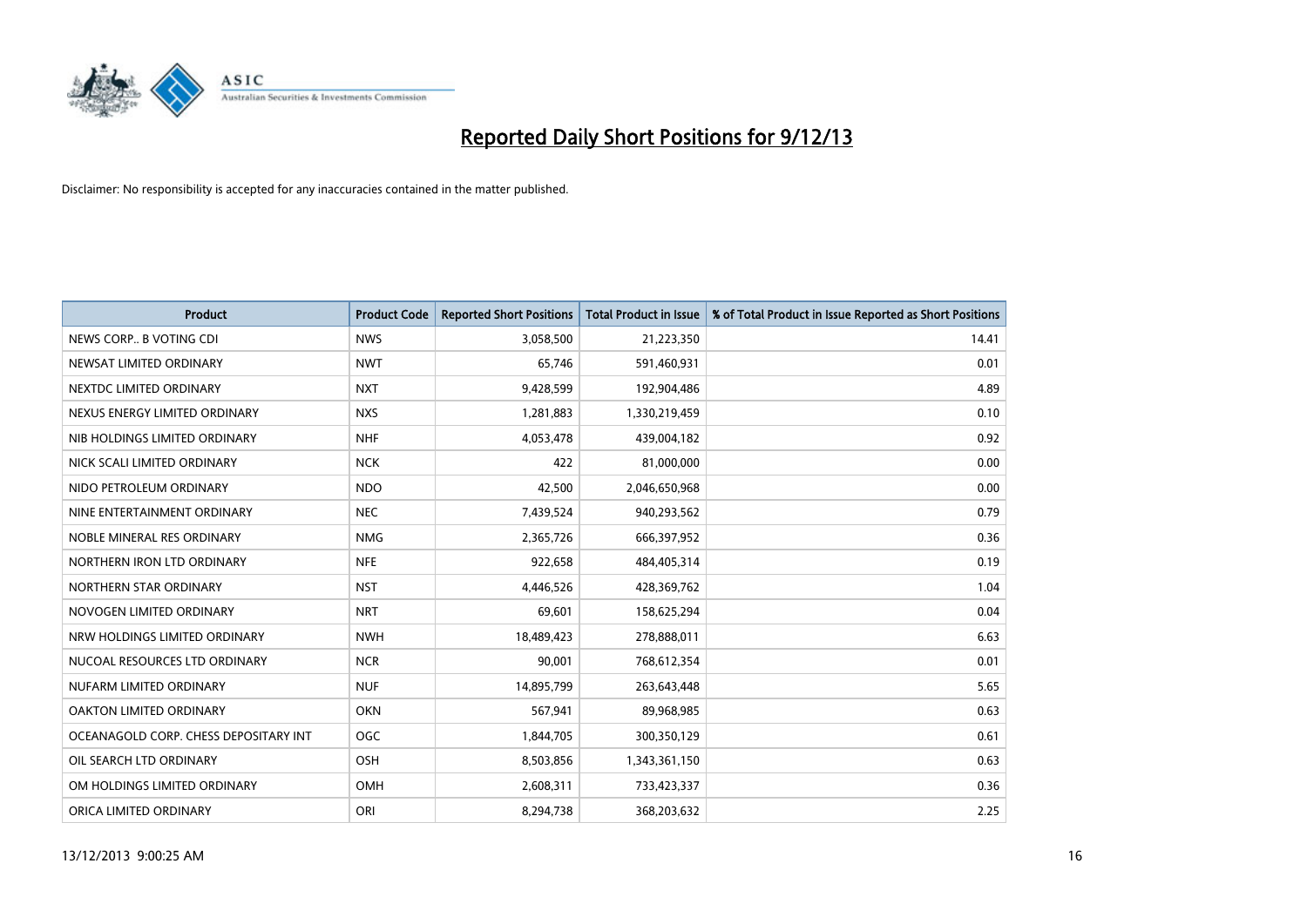# Reported Daily Short Positions for 9/12/13

Disclaimer: No responsibility is accepted for any inaccuracies contained in the matter published.

| Product | Product Code | Reported Short Positions | Total Product in Issue | % of Total Product in Issue Reported as Short Positions |
|---|---|---|---|---|
| NEWS CORP.. B VOTING CDI | NWS | 3,058,500 | 21,223,350 | 14.41 |
| NEWSAT LIMITED ORDINARY | NWT | 65,746 | 591,460,931 | 0.01 |
| NEXTDC LIMITED ORDINARY | NXT | 9,428,599 | 192,904,486 | 4.89 |
| NEXUS ENERGY LIMITED ORDINARY | NXS | 1,281,883 | 1,330,219,459 | 0.10 |
| NIB HOLDINGS LIMITED ORDINARY | NHF | 4,053,478 | 439,004,182 | 0.92 |
| NICK SCALI LIMITED ORDINARY | NCK | 422 | 81,000,000 | 0.00 |
| NIDO PETROLEUM ORDINARY | NDO | 42,500 | 2,046,650,968 | 0.00 |
| NINE ENTERTAINMENT ORDINARY | NEC | 7,439,524 | 940,293,562 | 0.79 |
| NOBLE MINERAL RES ORDINARY | NMG | 2,365,726 | 666,397,952 | 0.36 |
| NORTHERN IRON LTD ORDINARY | NFE | 922,658 | 484,405,314 | 0.19 |
| NORTHERN STAR ORDINARY | NST | 4,446,526 | 428,369,762 | 1.04 |
| NOVOGEN LIMITED ORDINARY | NRT | 69,601 | 158,625,294 | 0.04 |
| NRW HOLDINGS LIMITED ORDINARY | NWH | 18,489,423 | 278,888,011 | 6.63 |
| NUCOAL RESOURCES LTD ORDINARY | NCR | 90,001 | 768,612,354 | 0.01 |
| NUFARM LIMITED ORDINARY | NUF | 14,895,799 | 263,643,448 | 5.65 |
| OAKTON LIMITED ORDINARY | OKN | 567,941 | 89,968,985 | 0.63 |
| OCEANAGOLD CORP. CHESS DEPOSITARY INT | OGC | 1,844,705 | 300,350,129 | 0.61 |
| OIL SEARCH LTD ORDINARY | OSH | 8,503,856 | 1,343,361,150 | 0.63 |
| OM HOLDINGS LIMITED ORDINARY | OMH | 2,608,311 | 733,423,337 | 0.36 |
| ORICA LIMITED ORDINARY | ORI | 8,294,738 | 368,203,632 | 2.25 |

13/12/2013 9:00:25 AM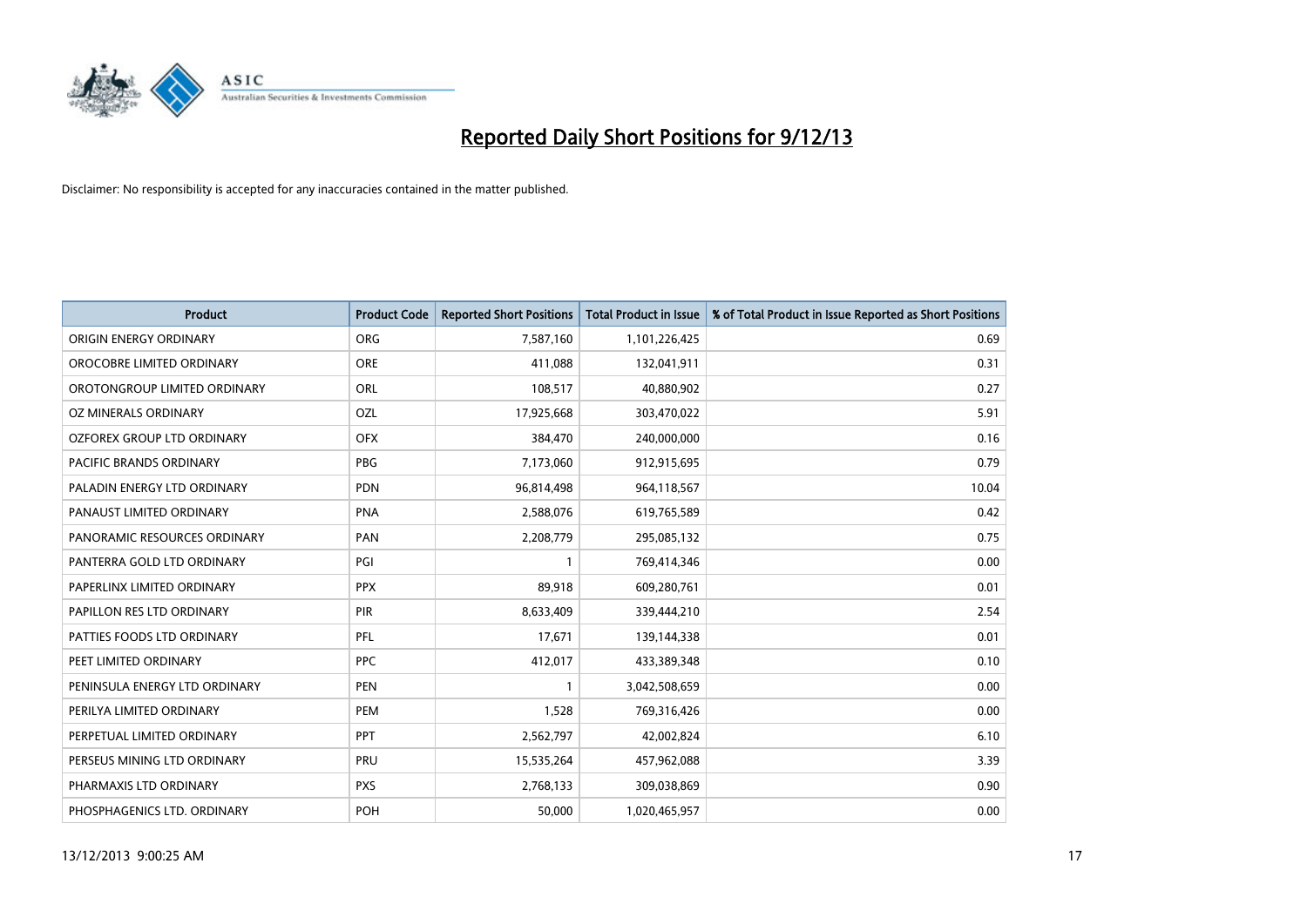# Reported Daily Short Positions for 9/12/13

Disclaimer: No responsibility is accepted for any inaccuracies contained in the matter published.

| Product | Product Code | Reported Short Positions | Total Product in Issue | % of Total Product in Issue Reported as Short Positions |
|---|---|---|---|---|
| ORIGIN ENERGY ORDINARY | ORG | 7,587,160 | 1,101,226,425 | 0.69 |
| OROCOBRE LIMITED ORDINARY | ORE | 411,088 | 132,041,911 | 0.31 |
| OROTONGROUP LIMITED ORDINARY | ORL | 108,517 | 40,880,902 | 0.27 |
| OZ MINERALS ORDINARY | OZL | 17,925,668 | 303,470,022 | 5.91 |
| OZFOREX GROUP LTD ORDINARY | OFX | 384,470 | 240,000,000 | 0.16 |
| PACIFIC BRANDS ORDINARY | PBG | 7,173,060 | 912,915,695 | 0.79 |
| PALADIN ENERGY LTD ORDINARY | PDN | 96,814,498 | 964,118,567 | 10.04 |
| PANAUST LIMITED ORDINARY | PNA | 2,588,076 | 619,765,589 | 0.42 |
| PANORAMIC RESOURCES ORDINARY | PAN | 2,208,779 | 295,085,132 | 0.75 |
| PANTERRA GOLD LTD ORDINARY | PGI | 1 | 769,414,346 | 0.00 |
| PAPERLINX LIMITED ORDINARY | PPX | 89,918 | 609,280,761 | 0.01 |
| PAPILLON RES LTD ORDINARY | PIR | 8,633,409 | 339,444,210 | 2.54 |
| PATTIES FOODS LTD ORDINARY | PFL | 17,671 | 139,144,338 | 0.01 |
| PEET LIMITED ORDINARY | PPC | 412,017 | 433,389,348 | 0.10 |
| PENINSULA ENERGY LTD ORDINARY | PEN | 1 | 3,042,508,659 | 0.00 |
| PERILYA LIMITED ORDINARY | PEM | 1,528 | 769,316,426 | 0.00 |
| PERPETUAL LIMITED ORDINARY | PPT | 2,562,797 | 42,002,824 | 6.10 |
| PERSEUS MINING LTD ORDINARY | PRU | 15,535,264 | 457,962,088 | 3.39 |
| PHARMAXIS LTD ORDINARY | PXS | 2,768,133 | 309,038,869 | 0.90 |
| PHOSPHAGENICS LTD. ORDINARY | POH | 50,000 | 1,020,465,957 | 0.00 |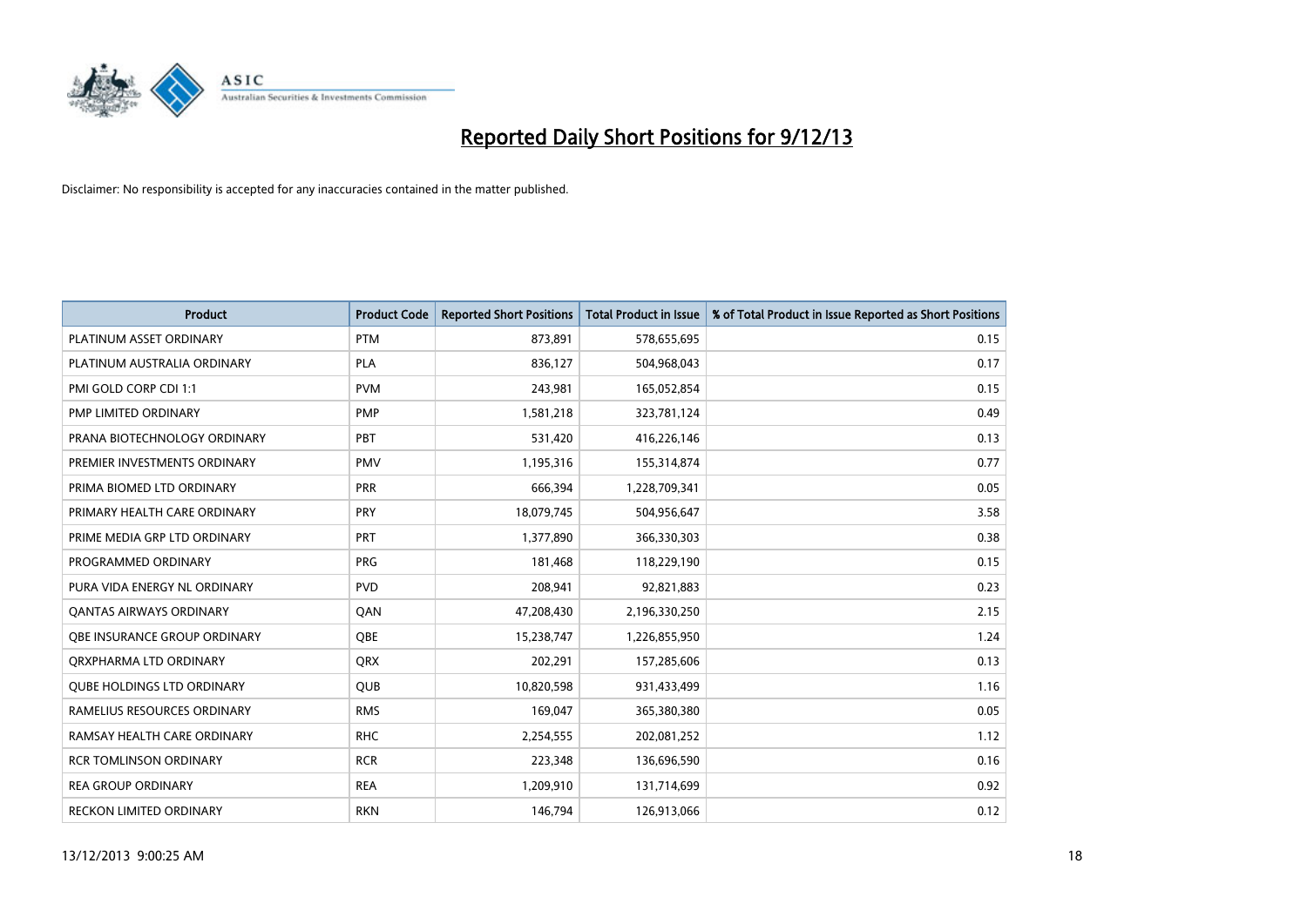# Reported Daily Short Positions for 9/12/13

Disclaimer: No responsibility is accepted for any inaccuracies contained in the matter published.

| Product | Product Code | Reported Short Positions | Total Product in Issue | % of Total Product in Issue Reported as Short Positions |
|---|---|---|---|---|
| PLATINUM ASSET ORDINARY | PTM | 873,891 | 578,655,695 | 0.15 |
| PLATINUM AUSTRALIA ORDINARY | PLA | 836,127 | 504,968,043 | 0.17 |
| PMI GOLD CORP CDI 1:1 | PVM | 243,981 | 165,052,854 | 0.15 |
| PMP LIMITED ORDINARY | PMP | 1,581,218 | 323,781,124 | 0.49 |
| PRANA BIOTECHNOLOGY ORDINARY | PBT | 531,420 | 416,226,146 | 0.13 |
| PREMIER INVESTMENTS ORDINARY | PMV | 1,195,316 | 155,314,874 | 0.77 |
| PRIMA BIOMED LTD ORDINARY | PRR | 666,394 | 1,228,709,341 | 0.05 |
| PRIMARY HEALTH CARE ORDINARY | PRY | 18,079,745 | 504,956,647 | 3.58 |
| PRIME MEDIA GRP LTD ORDINARY | PRT | 1,377,890 | 366,330,303 | 0.38 |
| PROGRAMMED ORDINARY | PRG | 181,468 | 118,229,190 | 0.15 |
| PURA VIDA ENERGY NL ORDINARY | PVD | 208,941 | 92,821,883 | 0.23 |
| QANTAS AIRWAYS ORDINARY | QAN | 47,208,430 | 2,196,330,250 | 2.15 |
| QBE INSURANCE GROUP ORDINARY | QBE | 15,238,747 | 1,226,855,950 | 1.24 |
| QRXPHARMA LTD ORDINARY | QRX | 202,291 | 157,285,606 | 0.13 |
| QUBE HOLDINGS LTD ORDINARY | QUB | 10,820,598 | 931,433,499 | 1.16 |
| RAMELIUS RESOURCES ORDINARY | RMS | 169,047 | 365,380,380 | 0.05 |
| RAMSAY HEALTH CARE ORDINARY | RHC | 2,254,555 | 202,081,252 | 1.12 |
| RCR TOMLINSON ORDINARY | RCR | 223,348 | 136,696,590 | 0.16 |
| REA GROUP ORDINARY | REA | 1,209,910 | 131,714,699 | 0.92 |
| RECKON LIMITED ORDINARY | RKN | 146,794 | 126,913,066 | 0.12 |

13/12/2013 9:00:25 AM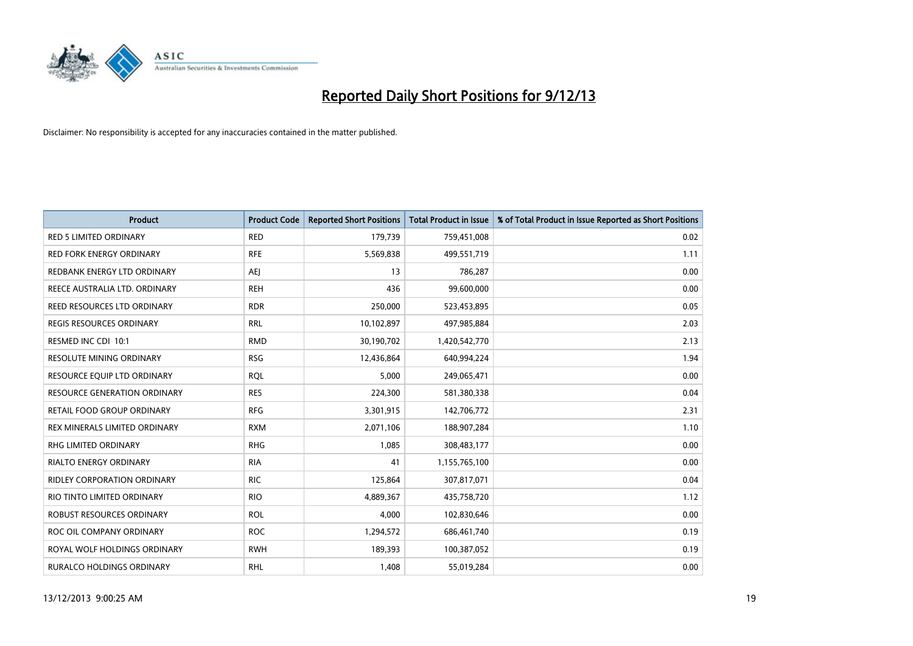# Reported Daily Short Positions for 9/12/13

Disclaimer: No responsibility is accepted for any inaccuracies contained in the matter published.

| Product | Product Code | Reported Short Positions | Total Product in Issue | % of Total Product in Issue Reported as Short Positions |
|---|---|---|---|---|
| RED 5 LIMITED ORDINARY | RED | 179,739 | 759,451,008 | 0.02 |
| RED FORK ENERGY ORDINARY | RFE | 5,569,838 | 499,551,719 | 1.11 |
| REDBANK ENERGY LTD ORDINARY | AEJ | 13 | 786,287 | 0.00 |
| REECE AUSTRALIA LTD. ORDINARY | REH | 436 | 99,600,000 | 0.00 |
| REED RESOURCES LTD ORDINARY | RDR | 250,000 | 523,453,895 | 0.05 |
| REGIS RESOURCES ORDINARY | RRL | 10,102,897 | 497,985,884 | 2.03 |
| RESMED INC CDI 10:1 | RMD | 30,190,702 | 1,420,542,770 | 2.13 |
| RESOLUTE MINING ORDINARY | RSG | 12,436,864 | 640,994,224 | 1.94 |
| RESOURCE EQUIP LTD ORDINARY | RQL | 5,000 | 249,065,471 | 0.00 |
| RESOURCE GENERATION ORDINARY | RES | 224,300 | 581,380,338 | 0.04 |
| RETAIL FOOD GROUP ORDINARY | RFG | 3,301,915 | 142,706,772 | 2.31 |
| REX MINERALS LIMITED ORDINARY | RXM | 2,071,106 | 188,907,284 | 1.10 |
| RHG LIMITED ORDINARY | RHG | 1,085 | 308,483,177 | 0.00 |
| RIALTO ENERGY ORDINARY | RIA | 41 | 1,155,765,100 | 0.00 |
| RIDLEY CORPORATION ORDINARY | RIC | 125,864 | 307,817,071 | 0.04 |
| RIO TINTO LIMITED ORDINARY | RIO | 4,889,367 | 435,758,720 | 1.12 |
| ROBUST RESOURCES ORDINARY | ROL | 4,000 | 102,830,646 | 0.00 |
| ROC OIL COMPANY ORDINARY | ROC | 1,294,572 | 686,461,740 | 0.19 |
| ROYAL WOLF HOLDINGS ORDINARY | RWH | 189,393 | 100,387,052 | 0.19 |
| RURALCO HOLDINGS ORDINARY | RHL | 1,408 | 55,019,284 | 0.00 |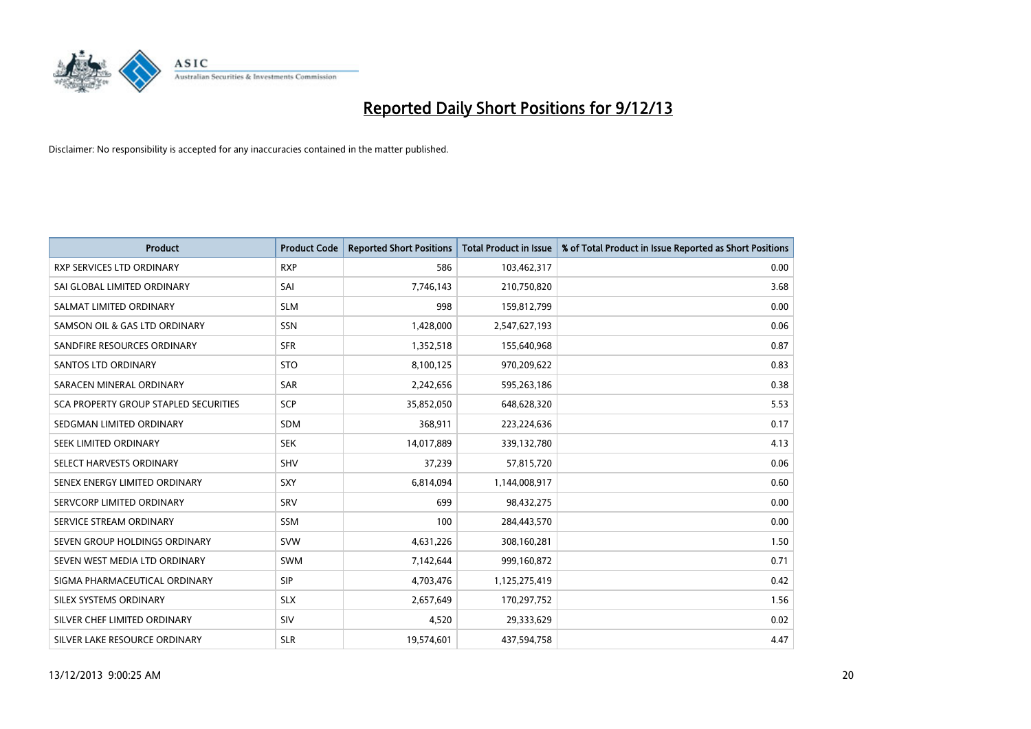# Reported Daily Short Positions for 9/12/13

Disclaimer: No responsibility is accepted for any inaccuracies contained in the matter published.

| Product | Product Code | Reported Short Positions | Total Product in Issue | % of Total Product in Issue Reported as Short Positions |
|---|---|---|---|---|
| RXP SERVICES LTD ORDINARY | RXP | 586 | 103,462,317 | 0.00 |
| SAI GLOBAL LIMITED ORDINARY | SAI | 7,746,143 | 210,750,820 | 3.68 |
| SALMAT LIMITED ORDINARY | SLM | 998 | 159,812,799 | 0.00 |
| SAMSON OIL & GAS LTD ORDINARY | SSN | 1,428,000 | 2,547,627,193 | 0.06 |
| SANDFIRE RESOURCES ORDINARY | SFR | 1,352,518 | 155,640,968 | 0.87 |
| SANTOS LTD ORDINARY | STO | 8,100,125 | 970,209,622 | 0.83 |
| SARACEN MINERAL ORDINARY | SAR | 2,242,656 | 595,263,186 | 0.38 |
| SCA PROPERTY GROUP STAPLED SECURITIES | SCP | 35,852,050 | 648,628,320 | 5.53 |
| SEDGMAN LIMITED ORDINARY | SDM | 368,911 | 223,224,636 | 0.17 |
| SEEK LIMITED ORDINARY | SEK | 14,017,889 | 339,132,780 | 4.13 |
| SELECT HARVESTS ORDINARY | SHV | 37,239 | 57,815,720 | 0.06 |
| SENEX ENERGY LIMITED ORDINARY | SXY | 6,814,094 | 1,144,008,917 | 0.60 |
| SERVCORP LIMITED ORDINARY | SRV | 699 | 98,432,275 | 0.00 |
| SERVICE STREAM ORDINARY | SSM | 100 | 284,443,570 | 0.00 |
| SEVEN GROUP HOLDINGS ORDINARY | SVW | 4,631,226 | 308,160,281 | 1.50 |
| SEVEN WEST MEDIA LTD ORDINARY | SWM | 7,142,644 | 999,160,872 | 0.71 |
| SIGMA PHARMACEUTICAL ORDINARY | SIP | 4,703,476 | 1,125,275,419 | 0.42 |
| SILEX SYSTEMS ORDINARY | SLX | 2,657,649 | 170,297,752 | 1.56 |
| SILVER CHEF LIMITED ORDINARY | SIV | 4,520 | 29,333,629 | 0.02 |
| SILVER LAKE RESOURCE ORDINARY | SLR | 19,574,601 | 437,594,758 | 4.47 |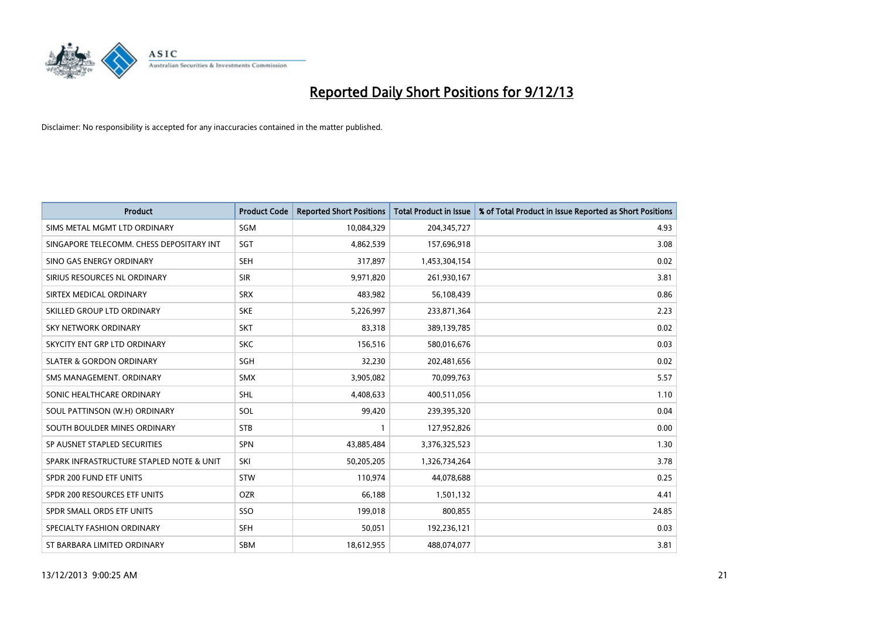# Reported Daily Short Positions for 9/12/13

Disclaimer: No responsibility is accepted for any inaccuracies contained in the matter published.

| Product | Product Code | Reported Short Positions | Total Product in Issue | % of Total Product in Issue Reported as Short Positions |
|---|---|---|---|---|
| SIMS METAL MGMT LTD ORDINARY | SGM | 10,084,329 | 204,345,727 | 4.93 |
| SINGAPORE TELECOMM. CHESS DEPOSITARY INT | SGT | 4,862,539 | 157,696,918 | 3.08 |
| SINO GAS ENERGY ORDINARY | SEH | 317,897 | 1,453,304,154 | 0.02 |
| SIRIUS RESOURCES NL ORDINARY | SIR | 9,971,820 | 261,930,167 | 3.81 |
| SIRTEX MEDICAL ORDINARY | SRX | 483,982 | 56,108,439 | 0.86 |
| SKILLED GROUP LTD ORDINARY | SKE | 5,226,997 | 233,871,364 | 2.23 |
| SKY NETWORK ORDINARY | SKT | 83,318 | 389,139,785 | 0.02 |
| SKYCITY ENT GRP LTD ORDINARY | SKC | 156,516 | 580,016,676 | 0.03 |
| SLATER & GORDON ORDINARY | SGH | 32,230 | 202,481,656 | 0.02 |
| SMS MANAGEMENT. ORDINARY | SMX | 3,905,082 | 70,099,763 | 5.57 |
| SONIC HEALTHCARE ORDINARY | SHL | 4,408,633 | 400,511,056 | 1.10 |
| SOUL PATTINSON (W.H) ORDINARY | SOL | 99,420 | 239,395,320 | 0.04 |
| SOUTH BOULDER MINES ORDINARY | STB | 1 | 127,952,826 | 0.00 |
| SP AUSNET STAPLED SECURITIES | SPN | 43,885,484 | 3,376,325,523 | 1.30 |
| SPARK INFRASTRUCTURE STAPLED NOTE & UNIT | SKI | 50,205,205 | 1,326,734,264 | 3.78 |
| SPDR 200 FUND ETF UNITS | STW | 110,974 | 44,078,688 | 0.25 |
| SPDR 200 RESOURCES ETF UNITS | OZR | 66,188 | 1,501,132 | 4.41 |
| SPDR SMALL ORDS ETF UNITS | SSO | 199,018 | 800,855 | 24.85 |
| SPECIALTY FASHION ORDINARY | SFH | 50,051 | 192,236,121 | 0.03 |
| ST BARBARA LIMITED ORDINARY | SBM | 18,612,955 | 488,074,077 | 3.81 |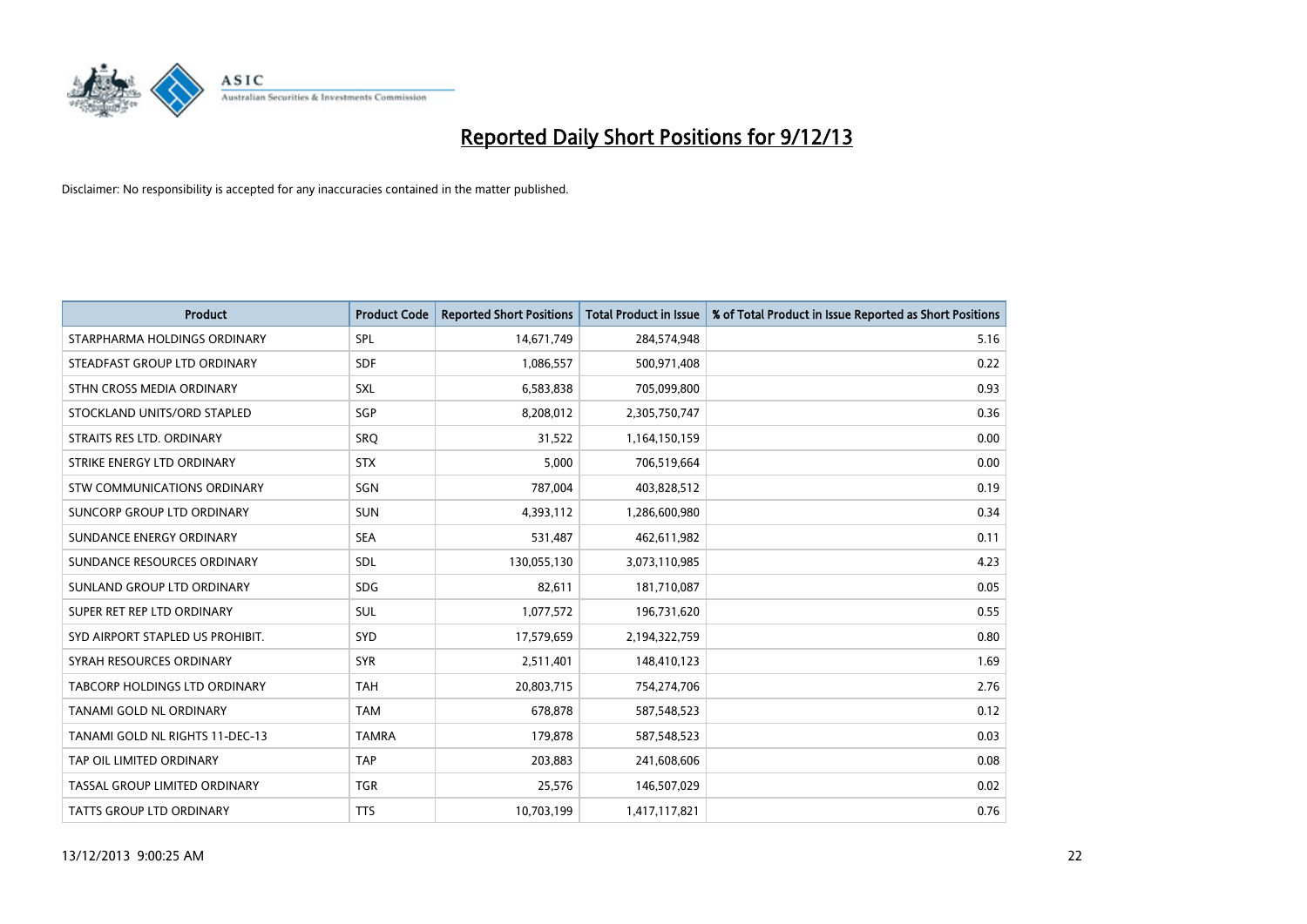# Reported Daily Short Positions for 9/12/13

Disclaimer: No responsibility is accepted for any inaccuracies contained in the matter published.

| Product | Product Code | Reported Short Positions | Total Product in Issue | % of Total Product in Issue Reported as Short Positions |
|---|---|---|---|---|
| STARPHARMA HOLDINGS ORDINARY | SPL | 14,671,749 | 284,574,948 | 5.16 |
| STEADFAST GROUP LTD ORDINARY | SDF | 1,086,557 | 500,971,408 | 0.22 |
| STHN CROSS MEDIA ORDINARY | SXL | 6,583,838 | 705,099,800 | 0.93 |
| STOCKLAND UNITS/ORD STAPLED | SGP | 8,208,012 | 2,305,750,747 | 0.36 |
| STRAITS RES LTD. ORDINARY | SRQ | 31,522 | 1,164,150,159 | 0.00 |
| STRIKE ENERGY LTD ORDINARY | STX | 5,000 | 706,519,664 | 0.00 |
| STW COMMUNICATIONS ORDINARY | SGN | 787,004 | 403,828,512 | 0.19 |
| SUNCORP GROUP LTD ORDINARY | SUN | 4,393,112 | 1,286,600,980 | 0.34 |
| SUNDANCE ENERGY ORDINARY | SEA | 531,487 | 462,611,982 | 0.11 |
| SUNDANCE RESOURCES ORDINARY | SDL | 130,055,130 | 3,073,110,985 | 4.23 |
| SUNLAND GROUP LTD ORDINARY | SDG | 82,611 | 181,710,087 | 0.05 |
| SUPER RET REP LTD ORDINARY | SUL | 1,077,572 | 196,731,620 | 0.55 |
| SYD AIRPORT STAPLED US PROHIBIT. | SYD | 17,579,659 | 2,194,322,759 | 0.80 |
| SYRAH RESOURCES ORDINARY | SYR | 2,511,401 | 148,410,123 | 1.69 |
| TABCORP HOLDINGS LTD ORDINARY | TAH | 20,803,715 | 754,274,706 | 2.76 |
| TANAMI GOLD NL ORDINARY | TAM | 678,878 | 587,548,523 | 0.12 |
| TANAMI GOLD NL RIGHTS 11-DEC-13 | TAMRA | 179,878 | 587,548,523 | 0.03 |
| TAP OIL LIMITED ORDINARY | TAP | 203,883 | 241,608,606 | 0.08 |
| TASSAL GROUP LIMITED ORDINARY | TGR | 25,576 | 146,507,029 | 0.02 |
| TATTS GROUP LTD ORDINARY | TTS | 10,703,199 | 1,417,117,821 | 0.76 |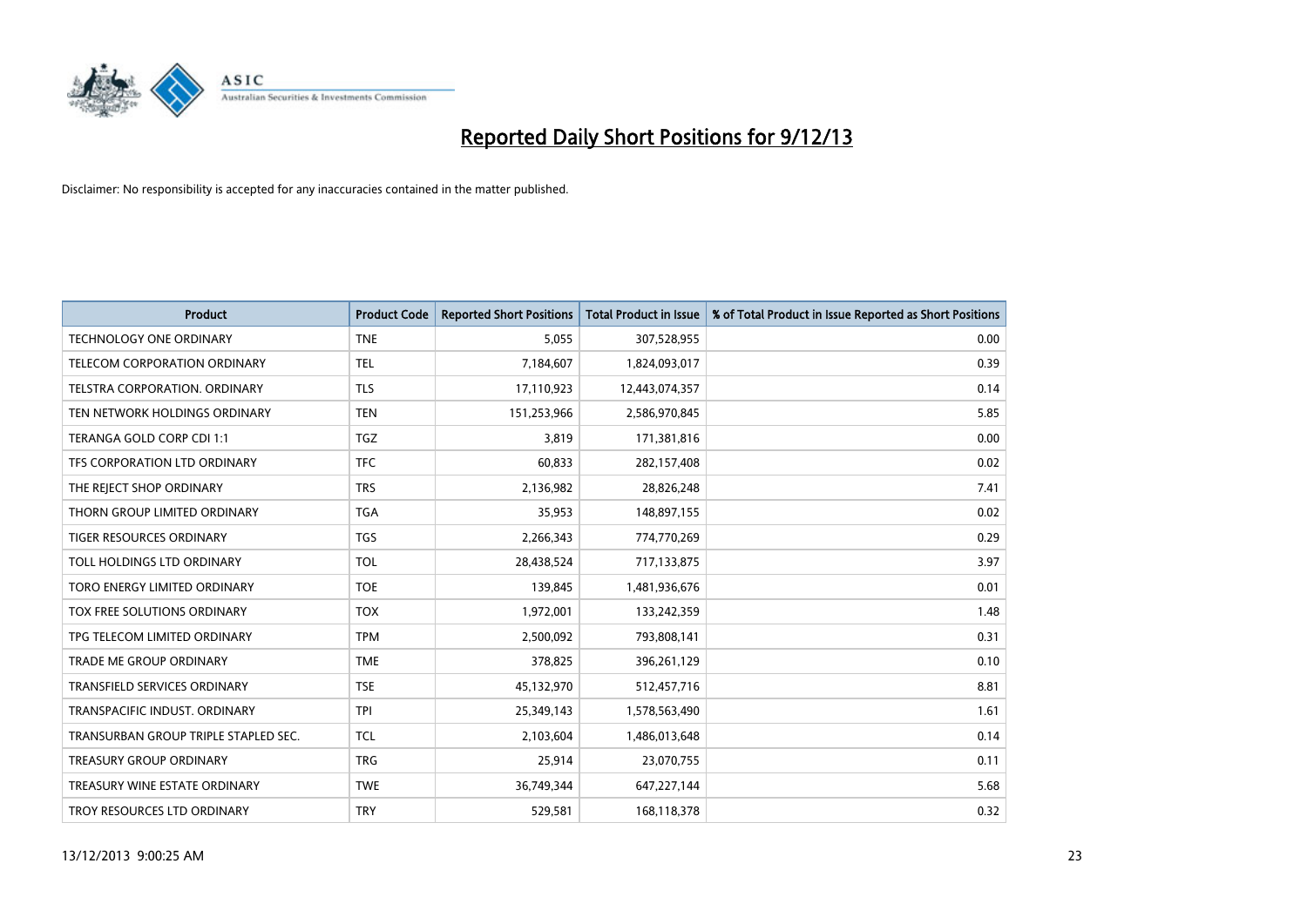# Reported Daily Short Positions for 9/12/13

Disclaimer: No responsibility is accepted for any inaccuracies contained in the matter published.

| Product | Product Code | Reported Short Positions | Total Product in Issue | % of Total Product in Issue Reported as Short Positions |
|---|---|---|---|---|
| TECHNOLOGY ONE ORDINARY | TNE | 5,055 | 307,528,955 | 0.00 |
| TELECOM CORPORATION ORDINARY | TEL | 7,184,607 | 1,824,093,017 | 0.39 |
| TELSTRA CORPORATION. ORDINARY | TLS | 17,110,923 | 12,443,074,357 | 0.14 |
| TEN NETWORK HOLDINGS ORDINARY | TEN | 151,253,966 | 2,586,970,845 | 5.85 |
| TERANGA GOLD CORP CDI 1:1 | TGZ | 3,819 | 171,381,816 | 0.00 |
| TFS CORPORATION LTD ORDINARY | TFC | 60,833 | 282,157,408 | 0.02 |
| THE REJECT SHOP ORDINARY | TRS | 2,136,982 | 28,826,248 | 7.41 |
| THORN GROUP LIMITED ORDINARY | TGA | 35,953 | 148,897,155 | 0.02 |
| TIGER RESOURCES ORDINARY | TGS | 2,266,343 | 774,770,269 | 0.29 |
| TOLL HOLDINGS LTD ORDINARY | TOL | 28,438,524 | 717,133,875 | 3.97 |
| TORO ENERGY LIMITED ORDINARY | TOE | 139,845 | 1,481,936,676 | 0.01 |
| TOX FREE SOLUTIONS ORDINARY | TOX | 1,972,001 | 133,242,359 | 1.48 |
| TPG TELECOM LIMITED ORDINARY | TPM | 2,500,092 | 793,808,141 | 0.31 |
| TRADE ME GROUP ORDINARY | TME | 378,825 | 396,261,129 | 0.10 |
| TRANSFIELD SERVICES ORDINARY | TSE | 45,132,970 | 512,457,716 | 8.81 |
| TRANSPACIFIC INDUST. ORDINARY | TPI | 25,349,143 | 1,578,563,490 | 1.61 |
| TRANSURBAN GROUP TRIPLE STAPLED SEC. | TCL | 2,103,604 | 1,486,013,648 | 0.14 |
| TREASURY GROUP ORDINARY | TRG | 25,914 | 23,070,755 | 0.11 |
| TREASURY WINE ESTATE ORDINARY | TWE | 36,749,344 | 647,227,144 | 5.68 |
| TROY RESOURCES LTD ORDINARY | TRY | 529,581 | 168,118,378 | 0.32 |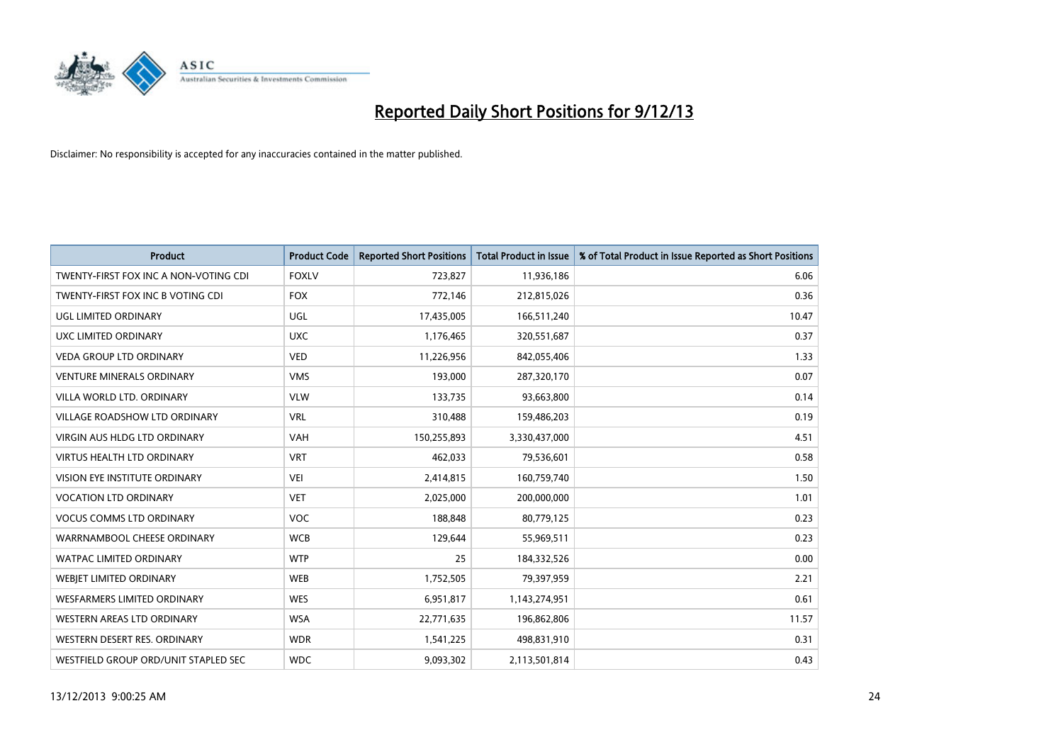# Reported Daily Short Positions for 9/12/13

Disclaimer: No responsibility is accepted for any inaccuracies contained in the matter published.

| Product | Product Code | Reported Short Positions | Total Product in Issue | % of Total Product in Issue Reported as Short Positions |
|---|---|---|---|---|
| TWENTY-FIRST FOX INC A NON-VOTING CDI | FOXLV | 723,827 | 11,936,186 | 6.06 |
| TWENTY-FIRST FOX INC B VOTING CDI | FOX | 772,146 | 212,815,026 | 0.36 |
| UGL LIMITED ORDINARY | UGL | 17,435,005 | 166,511,240 | 10.47 |
| UXC LIMITED ORDINARY | UXC | 1,176,465 | 320,551,687 | 0.37 |
| VEDA GROUP LTD ORDINARY | VED | 11,226,956 | 842,055,406 | 1.33 |
| VENTURE MINERALS ORDINARY | VMS | 193,000 | 287,320,170 | 0.07 |
| VILLA WORLD LTD. ORDINARY | VLW | 133,735 | 93,663,800 | 0.14 |
| VILLAGE ROADSHOW LTD ORDINARY | VRL | 310,488 | 159,486,203 | 0.19 |
| VIRGIN AUS HLDG LTD ORDINARY | VAH | 150,255,893 | 3,330,437,000 | 4.51 |
| VIRTUS HEALTH LTD ORDINARY | VRT | 462,033 | 79,536,601 | 0.58 |
| VISION EYE INSTITUTE ORDINARY | VEI | 2,414,815 | 160,759,740 | 1.50 |
| VOCATION LTD ORDINARY | VET | 2,025,000 | 200,000,000 | 1.01 |
| VOCUS COMMS LTD ORDINARY | VOC | 188,848 | 80,779,125 | 0.23 |
| WARRNAMBOOL CHEESE ORDINARY | WCB | 129,644 | 55,969,511 | 0.23 |
| WATPAC LIMITED ORDINARY | WTP | 25 | 184,332,526 | 0.00 |
| WEBJET LIMITED ORDINARY | WEB | 1,752,505 | 79,397,959 | 2.21 |
| WESFARMERS LIMITED ORDINARY | WES | 6,951,817 | 1,143,274,951 | 0.61 |
| WESTERN AREAS LTD ORDINARY | WSA | 22,771,635 | 196,862,806 | 11.57 |
| WESTERN DESERT RES. ORDINARY | WDR | 1,541,225 | 498,831,910 | 0.31 |
| WESTFIELD GROUP ORD/UNIT STAPLED SEC | WDC | 9,093,302 | 2,113,501,814 | 0.43 |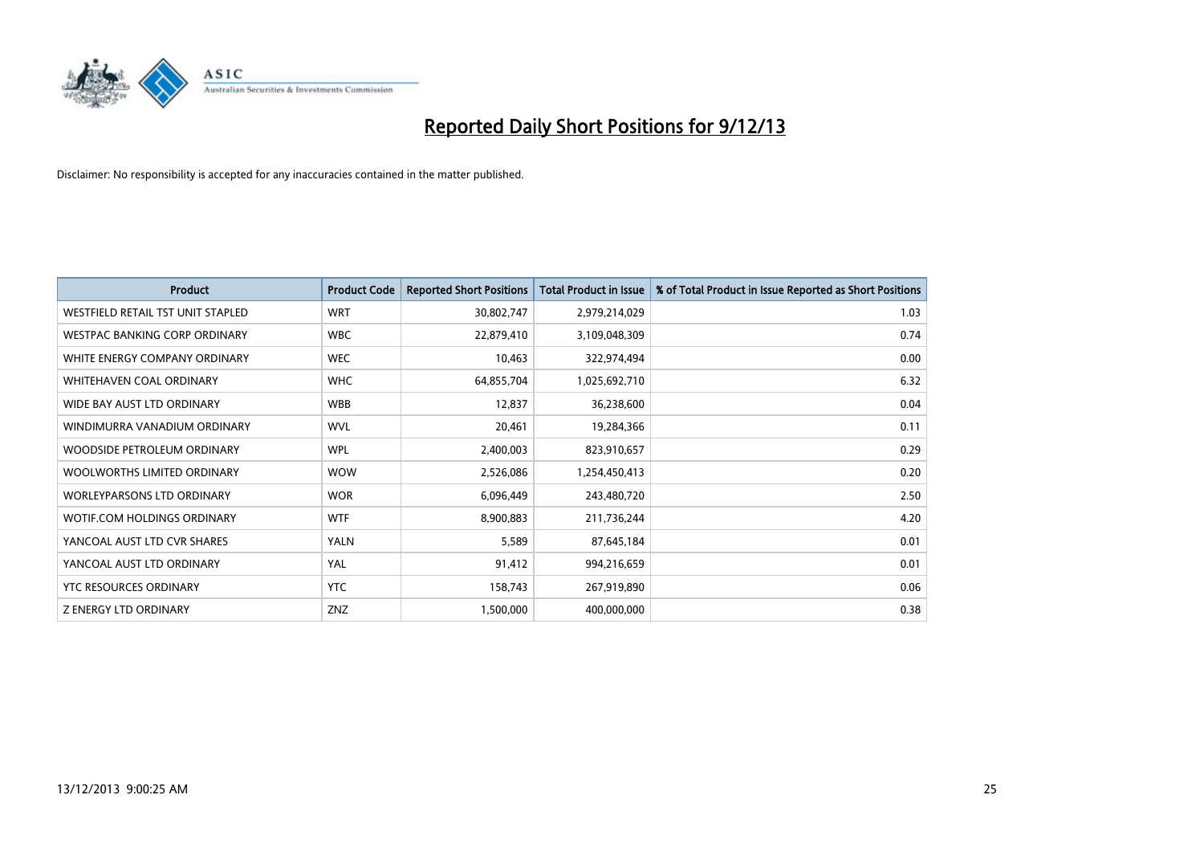# Reported Daily Short Positions for 9/12/13

Disclaimer: No responsibility is accepted for any inaccuracies contained in the matter published.

| Product | Product Code | Reported Short Positions | Total Product in Issue | % of Total Product in Issue Reported as Short Positions |
|---|---|---|---|---|
| WESTFIELD RETAIL TST UNIT STAPLED | WRT | 30,802,747 | 2,979,214,029 | 1.03 |
| WESTPAC BANKING CORP ORDINARY | WBC | 22,879,410 | 3,109,048,309 | 0.74 |
| WHITE ENERGY COMPANY ORDINARY | WEC | 10,463 | 322,974,494 | 0.00 |
| WHITEHAVEN COAL ORDINARY | WHC | 64,855,704 | 1,025,692,710 | 6.32 |
| WIDE BAY AUST LTD ORDINARY | WBB | 12,837 | 36,238,600 | 0.04 |
| WINDIMURRA VANADIUM ORDINARY | WVL | 20,461 | 19,284,366 | 0.11 |
| WOODSIDE PETROLEUM ORDINARY | WPL | 2,400,003 | 823,910,657 | 0.29 |
| WOOLWORTHS LIMITED ORDINARY | WOW | 2,526,086 | 1,254,450,413 | 0.20 |
| WORLEYPARSONS LTD ORDINARY | WOR | 6,096,449 | 243,480,720 | 2.50 |
| WOTIF.COM HOLDINGS ORDINARY | WTF | 8,900,883 | 211,736,244 | 4.20 |
| YANCOAL AUST LTD CVR SHARES | YALN | 5,589 | 87,645,184 | 0.01 |
| YANCOAL AUST LTD ORDINARY | YAL | 91,412 | 994,216,659 | 0.01 |
| YTC RESOURCES ORDINARY | YTC | 158,743 | 267,919,890 | 0.06 |
| Z ENERGY LTD ORDINARY | ZNZ | 1,500,000 | 400,000,000 | 0.38 |

13/12/2013 9:00:25 AM